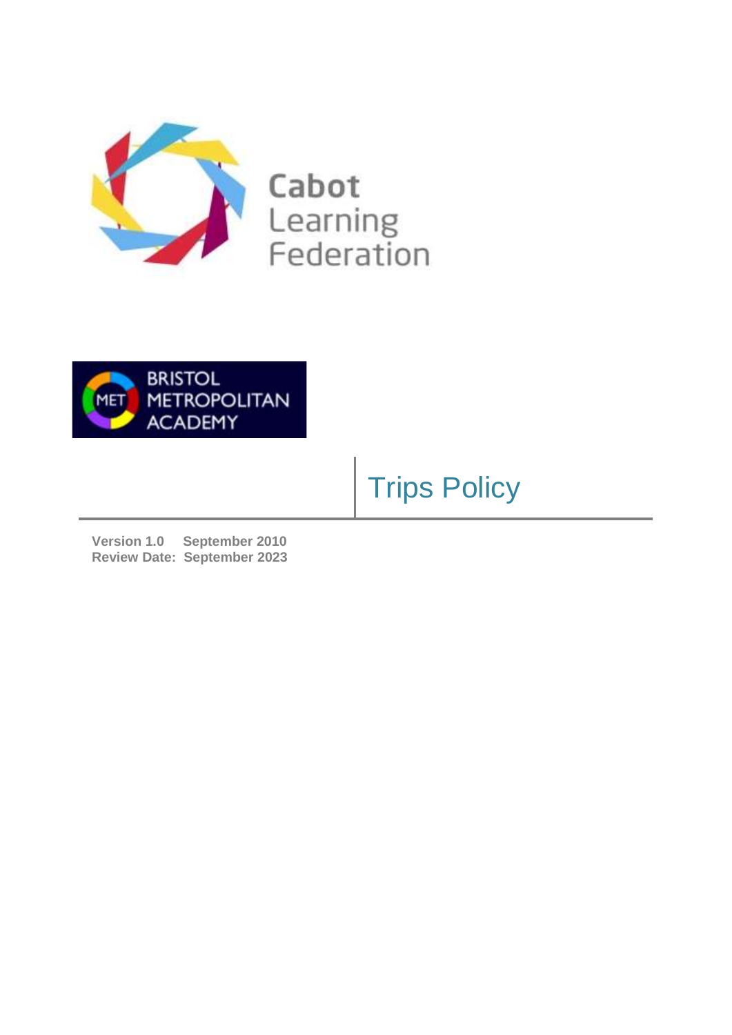Cabot Learning Federation

BRISTOL METROPOLITAN ACADEMY

# Trips Policy

**Version 1.0 September 2010**
**Review Date: September 2023**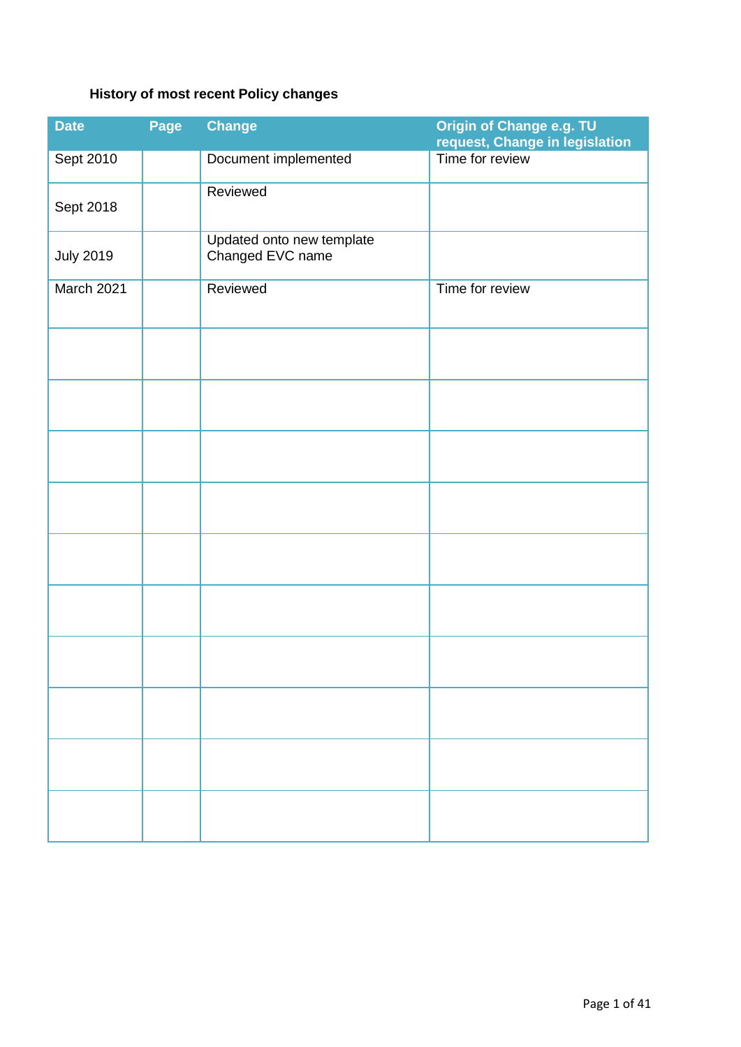**History of most recent Policy changes**

| Date | Page | Change | Origin of Change e.g. TU request, Change in legislation |
|---|---|---|---|
| Sept 2010 | | Document implemented | Time for review |
| Sept 2018 | | Reviewed | |
| July 2019 | | Updated onto new template<br>Changed EVC name | |
| March 2021 | | Reviewed | Time for review |
| | | | |
| | | | |
| | | | |
| | | | |
| | | | |
| | | | |
| | | | |
| | | | |
| | | | |
| | | | |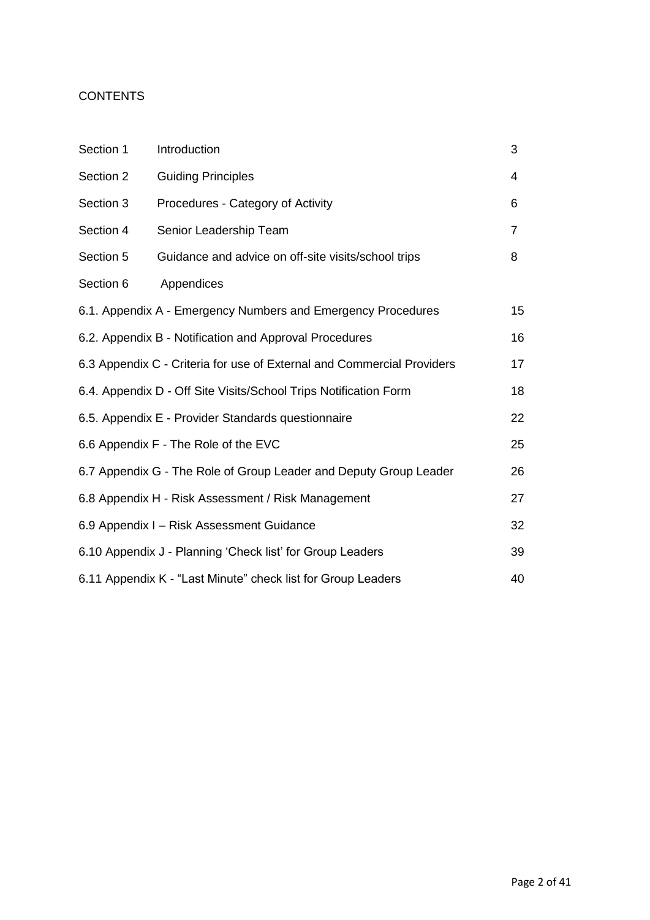CONTENTS

| | | |
|---|---|---|
| Section 1 | Introduction | 3 |
| Section 2 | Guiding Principles | 4 |
| Section 3 | Procedures - Category of Activity | 6 |
| Section 4 | Senior Leadership Team | 7 |
| Section 5 | Guidance and advice on off-site visits/school trips | 8 |
| Section 6 | Appendices | |
| 6.1. Appendix A - Emergency Numbers and Emergency Procedures | | 15 |
| 6.2. Appendix B - Notification and Approval Procedures | | 16 |
| 6.3 Appendix C - Criteria for use of External and Commercial Providers | | 17 |
| 6.4. Appendix D - Off Site Visits/School Trips Notification Form | | 18 |
| 6.5. Appendix E - Provider Standards questionnaire | | 22 |
| 6.6 Appendix F - The Role of the EVC | | 25 |
| 6.7 Appendix G - The Role of Group Leader and Deputy Group Leader | | 26 |
| 6.8 Appendix H - Risk Assessment / Risk Management | | 27 |
| 6.9 Appendix I – Risk Assessment Guidance | | 32 |
| 6.10 Appendix J - Planning 'Check list' for Group Leaders | | 39 |
| 6.11 Appendix K - "Last Minute" check list for Group Leaders | | 40 |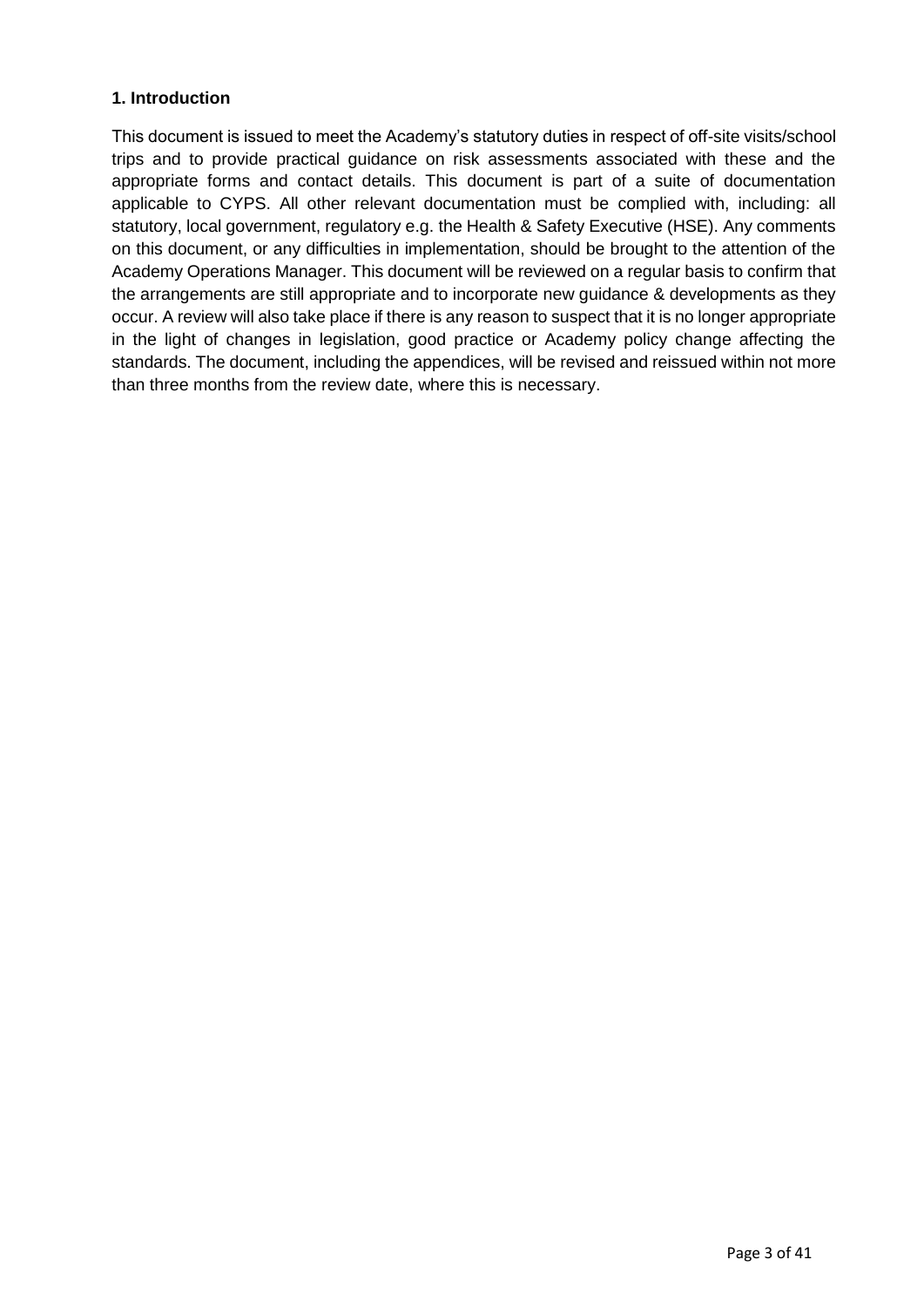## 1. Introduction

This document is issued to meet the Academy's statutory duties in respect of off-site visits/school trips and to provide practical guidance on risk assessments associated with these and the appropriate forms and contact details. This document is part of a suite of documentation applicable to CYPS. All other relevant documentation must be complied with, including: all statutory, local government, regulatory e.g. the Health & Safety Executive (HSE). Any comments on this document, or any difficulties in implementation, should be brought to the attention of the Academy Operations Manager. This document will be reviewed on a regular basis to confirm that the arrangements are still appropriate and to incorporate new guidance & developments as they occur. A review will also take place if there is any reason to suspect that it is no longer appropriate in the light of changes in legislation, good practice or Academy policy change affecting the standards. The document, including the appendices, will be revised and reissued within not more than three months from the review date, where this is necessary.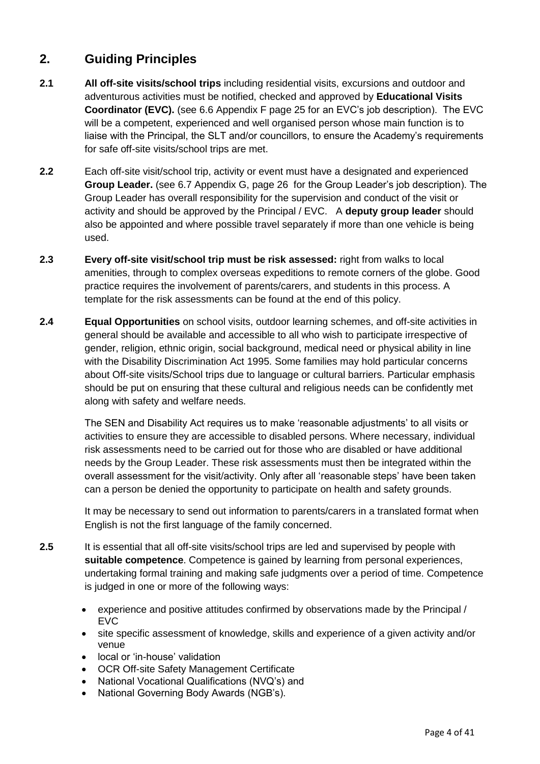## 2. Guiding Principles

**2.1** **All off-site visits/school trips** including residential visits, excursions and outdoor and adventurous activities must be notified, checked and approved by **Educational Visits Coordinator (EVC).** (see 6.6 Appendix F page 25 for an EVC's job description). The EVC will be a competent, experienced and well organised person whose main function is to liaise with the Principal, the SLT and/or councillors, to ensure the Academy's requirements for safe off-site visits/school trips are met.

**2.2** Each off-site visit/school trip, activity or event must have a designated and experienced **Group Leader.** (see 6.7 Appendix G, page 26 for the Group Leader's job description). The Group Leader has overall responsibility for the supervision and conduct of the visit or activity and should be approved by the Principal / EVC. A **deputy group leader** should also be appointed and where possible travel separately if more than one vehicle is being used.

**2.3** **Every off-site visit/school trip must be risk assessed:** right from walks to local amenities, through to complex overseas expeditions to remote corners of the globe. Good practice requires the involvement of parents/carers, and students in this process. A template for the risk assessments can be found at the end of this policy.

**2.4** **Equal Opportunities** on school visits, outdoor learning schemes, and off-site activities in general should be available and accessible to all who wish to participate irrespective of gender, religion, ethnic origin, social background, medical need or physical ability in line with the Disability Discrimination Act 1995. Some families may hold particular concerns about Off-site visits/School trips due to language or cultural barriers. Particular emphasis should be put on ensuring that these cultural and religious needs can be confidently met along with safety and welfare needs.

The SEN and Disability Act requires us to make 'reasonable adjustments' to all visits or activities to ensure they are accessible to disabled persons. Where necessary, individual risk assessments need to be carried out for those who are disabled or have additional needs by the Group Leader. These risk assessments must then be integrated within the overall assessment for the visit/activity. Only after all 'reasonable steps' have been taken can a person be denied the opportunity to participate on health and safety grounds.

It may be necessary to send out information to parents/carers in a translated format when English is not the first language of the family concerned.

**2.5** It is essential that all off-site visits/school trips are led and supervised by people with **suitable competence**. Competence is gained by learning from personal experiences, undertaking formal training and making safe judgments over a period of time. Competence is judged in one or more of the following ways:

- experience and positive attitudes confirmed by observations made by the Principal / EVC
- site specific assessment of knowledge, skills and experience of a given activity and/or venue
- local or 'in-house' validation
- OCR Off-site Safety Management Certificate
- National Vocational Qualifications (NVQ's) and
- National Governing Body Awards (NGB's).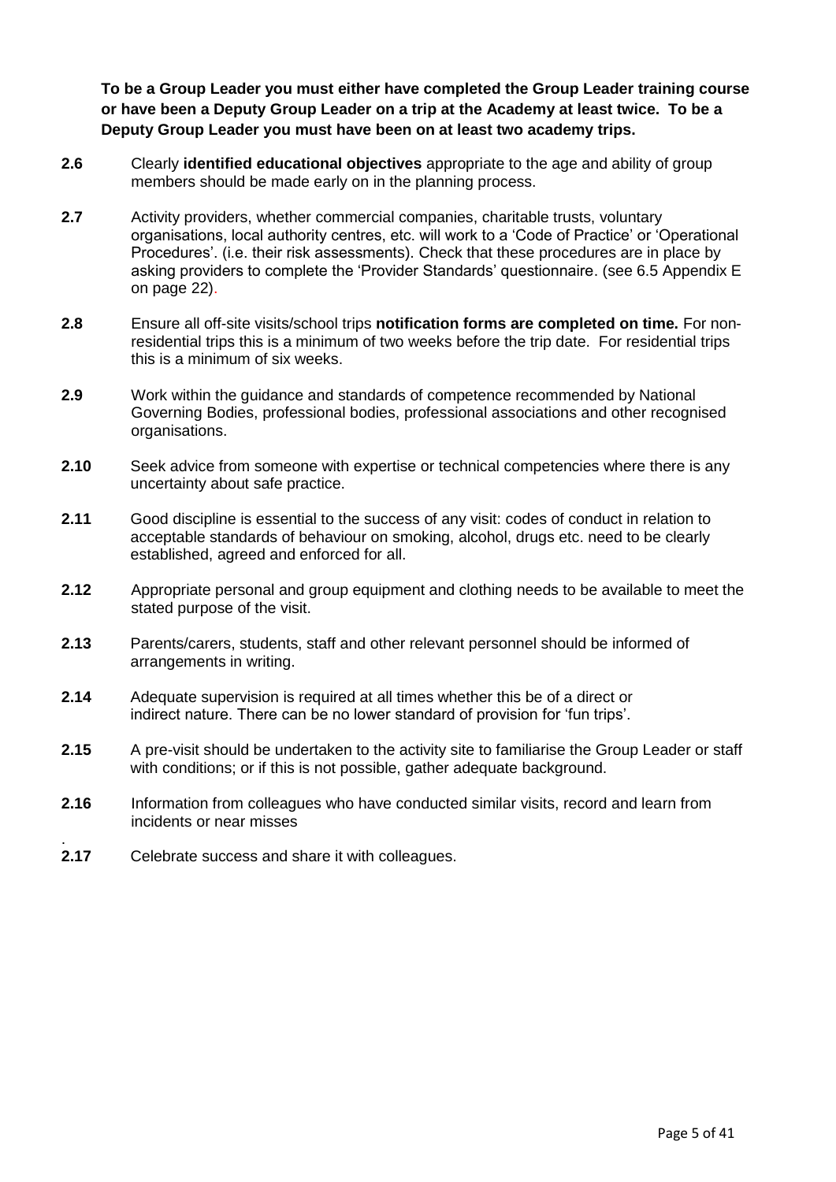**To be a Group Leader you must either have completed the Group Leader training course or have been a Deputy Group Leader on a trip at the Academy at least twice. To be a Deputy Group Leader you must have been on at least two academy trips.**

**2.6** Clearly **identified educational objectives** appropriate to the age and ability of group members should be made early on in the planning process.

**2.7** Activity providers, whether commercial companies, charitable trusts, voluntary organisations, local authority centres, etc. will work to a 'Code of Practice' or 'Operational Procedures'. (i.e. their risk assessments). Check that these procedures are in place by asking providers to complete the 'Provider Standards' questionnaire. (see 6.5 Appendix E on page 22).

**2.8** Ensure all off-site visits/school trips **notification forms are completed on time.** For non-residential trips this is a minimum of two weeks before the trip date. For residential trips this is a minimum of six weeks.

**2.9** Work within the guidance and standards of competence recommended by National Governing Bodies, professional bodies, professional associations and other recognised organisations.

**2.10** Seek advice from someone with expertise or technical competencies where there is any uncertainty about safe practice.

**2.11** Good discipline is essential to the success of any visit: codes of conduct in relation to acceptable standards of behaviour on smoking, alcohol, drugs etc. need to be clearly established, agreed and enforced for all.

**2.12** Appropriate personal and group equipment and clothing needs to be available to meet the stated purpose of the visit.

**2.13** Parents/carers, students, staff and other relevant personnel should be informed of arrangements in writing.

**2.14** Adequate supervision is required at all times whether this be of a direct or indirect nature. There can be no lower standard of provision for 'fun trips'.

**2.15** A pre-visit should be undertaken to the activity site to familiarise the Group Leader or staff with conditions; or if this is not possible, gather adequate background.

**2.16** Information from colleagues who have conducted similar visits, record and learn from incidents or near misses

**2.17** Celebrate success and share it with colleagues.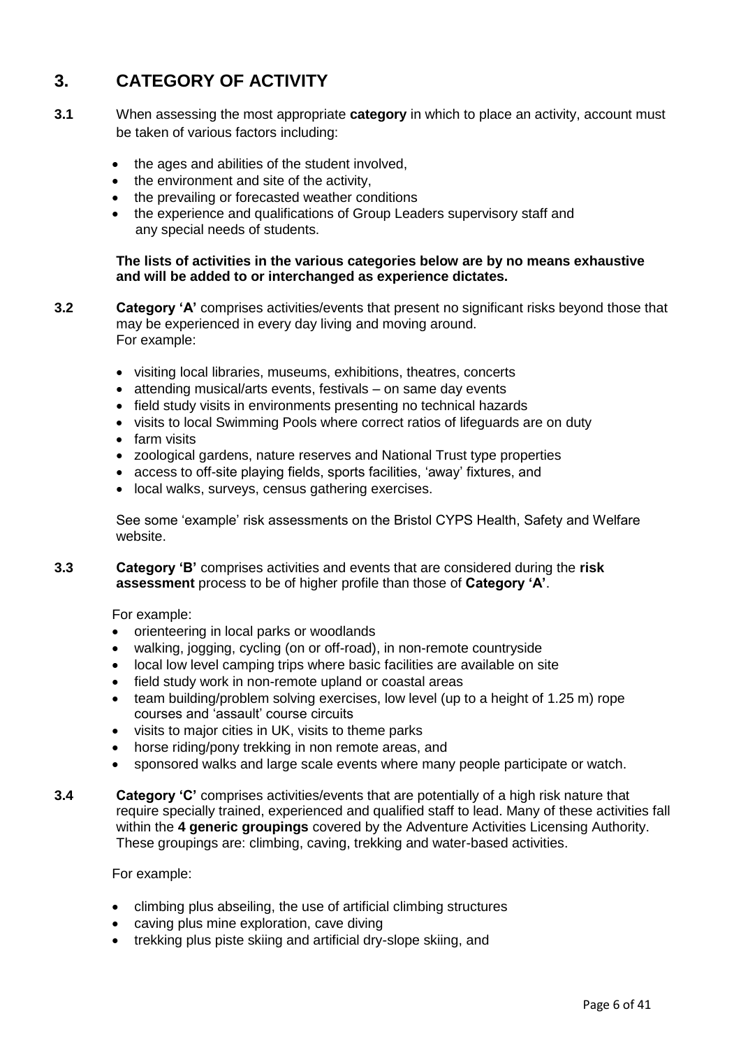## 3. CATEGORY OF ACTIVITY

**3.1** When assessing the most appropriate **category** in which to place an activity, account must be taken of various factors including:

- the ages and abilities of the student involved,
- the environment and site of the activity,
- the prevailing or forecasted weather conditions
- the experience and qualifications of Group Leaders supervisory staff and any special needs of students.

**The lists of activities in the various categories below are by no means exhaustive and will be added to or interchanged as experience dictates.**

**3.2** **Category 'A'** comprises activities/events that present no significant risks beyond those that may be experienced in every day living and moving around.
For example:

- visiting local libraries, museums, exhibitions, theatres, concerts
- attending musical/arts events, festivals – on same day events
- field study visits in environments presenting no technical hazards
- visits to local Swimming Pools where correct ratios of lifeguards are on duty
- farm visits
- zoological gardens, nature reserves and National Trust type properties
- access to off-site playing fields, sports facilities, 'away' fixtures, and
- local walks, surveys, census gathering exercises.

See some 'example' risk assessments on the Bristol CYPS Health, Safety and Welfare website.

**3.3** **Category 'B'** comprises activities and events that are considered during the **risk assessment** process to be of higher profile than those of **Category 'A'**.

For example:

- orienteering in local parks or woodlands
- walking, jogging, cycling (on or off-road), in non-remote countryside
- local low level camping trips where basic facilities are available on site
- field study work in non-remote upland or coastal areas
- team building/problem solving exercises, low level (up to a height of 1.25 m) rope courses and 'assault' course circuits
- visits to major cities in UK, visits to theme parks
- horse riding/pony trekking in non remote areas, and
- sponsored walks and large scale events where many people participate or watch.

**3.4** **Category 'C'** comprises activities/events that are potentially of a high risk nature that require specially trained, experienced and qualified staff to lead. Many of these activities fall within the **4 generic groupings** covered by the Adventure Activities Licensing Authority. These groupings are: climbing, caving, trekking and water-based activities.

For example:

- climbing plus abseiling, the use of artificial climbing structures
- caving plus mine exploration, cave diving
- trekking plus piste skiing and artificial dry-slope skiing, and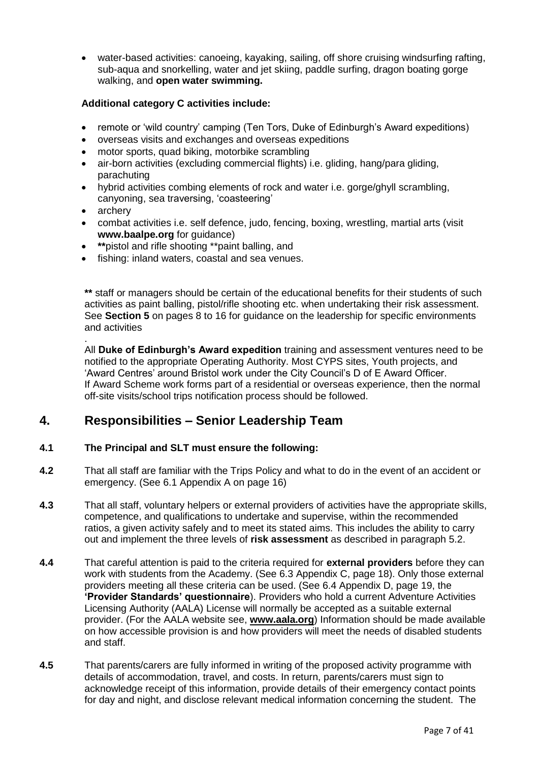- water-based activities: canoeing, kayaking, sailing, off shore cruising windsurfing rafting, sub-aqua and snorkelling, water and jet skiing, paddle surfing, dragon boating gorge walking, and **open water swimming.**

**Additional category C activities include:**

- remote or 'wild country' camping (Ten Tors, Duke of Edinburgh's Award expeditions)
- overseas visits and exchanges and overseas expeditions
- motor sports, quad biking, motorbike scrambling
- air-born activities (excluding commercial flights) i.e. gliding, hang/para gliding, parachuting
- hybrid activities combing elements of rock and water i.e. gorge/ghyll scrambling, canyoning, sea traversing, 'coasteering'
- archery
- combat activities i.e. self defence, judo, fencing, boxing, wrestling, martial arts (visit **www.baalpe.org** for guidance)
- **\*\***pistol and rifle shooting \*\*paint balling, and
- fishing: inland waters, coastal and sea venues.

**\*\*** staff or managers should be certain of the educational benefits for their students of such activities as paint balling, pistol/rifle shooting etc. when undertaking their risk assessment. See **Section 5** on pages 8 to 16 for guidance on the leadership for specific environments and activities

.

All **Duke of Edinburgh's Award expedition** training and assessment ventures need to be notified to the appropriate Operating Authority. Most CYPS sites, Youth projects, and 'Award Centres' around Bristol work under the City Council's D of E Award Officer.
If Award Scheme work forms part of a residential or overseas experience, then the normal off-site visits/school trips notification process should be followed.

## 4. Responsibilities – Senior Leadership Team

**4.1 The Principal and SLT must ensure the following:**

**4.2** That all staff are familiar with the Trips Policy and what to do in the event of an accident or emergency. (See 6.1 Appendix A on page 16)

**4.3** That all staff, voluntary helpers or external providers of activities have the appropriate skills, competence, and qualifications to undertake and supervise, within the recommended ratios, a given activity safely and to meet its stated aims. This includes the ability to carry out and implement the three levels of **risk assessment** as described in paragraph 5.2.

**4.4** That careful attention is paid to the criteria required for **external providers** before they can work with students from the Academy. (See 6.3 Appendix C, page 18). Only those external providers meeting all these criteria can be used. (See 6.4 Appendix D, page 19, the **'Provider Standards' questionnaire**). Providers who hold a current Adventure Activities Licensing Authority (AALA) License will normally be accepted as a suitable external provider. (For the AALA website see, **www.aala.org**) Information should be made available on how accessible provision is and how providers will meet the needs of disabled students and staff.

**4.5** That parents/carers are fully informed in writing of the proposed activity programme with details of accommodation, travel, and costs. In return, parents/carers must sign to acknowledge receipt of this information, provide details of their emergency contact points for day and night, and disclose relevant medical information concerning the student. The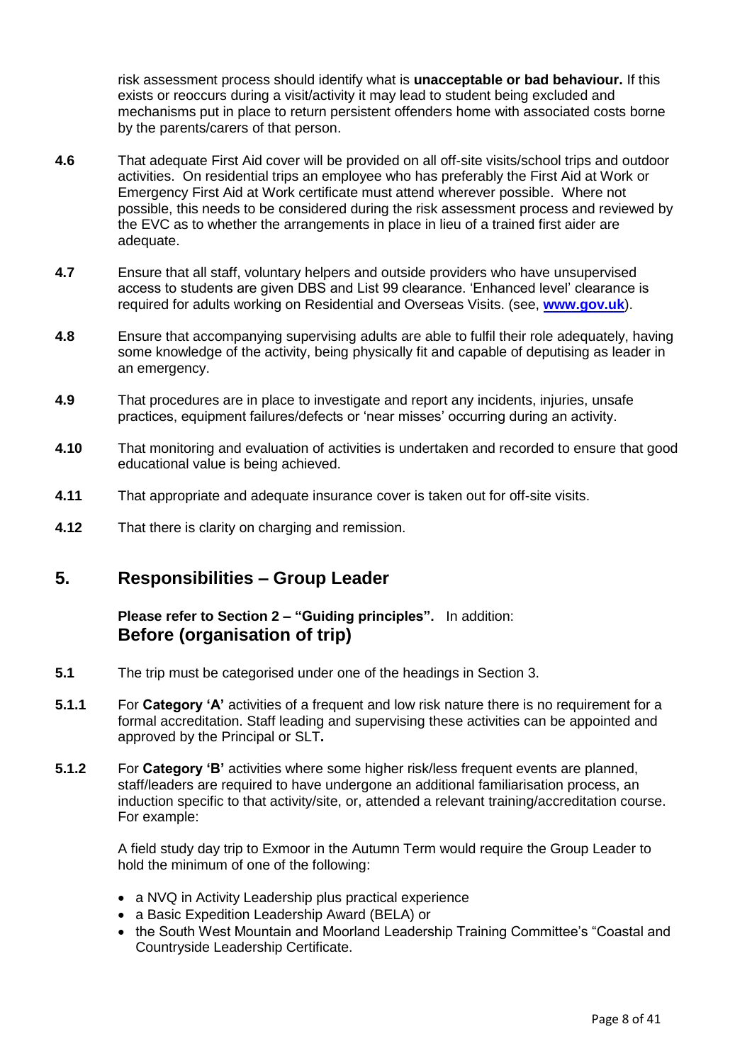risk assessment process should identify what is **unacceptable or bad behaviour.** If this exists or reoccurs during a visit/activity it may lead to student being excluded and mechanisms put in place to return persistent offenders home with associated costs borne by the parents/carers of that person.

**4.6** That adequate First Aid cover will be provided on all off-site visits/school trips and outdoor activities. On residential trips an employee who has preferably the First Aid at Work or Emergency First Aid at Work certificate must attend wherever possible. Where not possible, this needs to be considered during the risk assessment process and reviewed by the EVC as to whether the arrangements in place in lieu of a trained first aider are adequate.

**4.7** Ensure that all staff, voluntary helpers and outside providers who have unsupervised access to students are given DBS and List 99 clearance. 'Enhanced level' clearance is required for adults working on Residential and Overseas Visits. (see, **www.gov.uk**).

**4.8** Ensure that accompanying supervising adults are able to fulfil their role adequately, having some knowledge of the activity, being physically fit and capable of deputising as leader in an emergency.

**4.9** That procedures are in place to investigate and report any incidents, injuries, unsafe practices, equipment failures/defects or 'near misses' occurring during an activity.

**4.10** That monitoring and evaluation of activities is undertaken and recorded to ensure that good educational value is being achieved.

**4.11** That appropriate and adequate insurance cover is taken out for off-site visits.

**4.12** That there is clarity on charging and remission.

## 5. Responsibilities – Group Leader

**Please refer to Section 2 – "Guiding principles".** In addition:

### Before (organisation of trip)

**5.1** The trip must be categorised under one of the headings in Section 3.

**5.1.1** For **Category 'A'** activities of a frequent and low risk nature there is no requirement for a formal accreditation. Staff leading and supervising these activities can be appointed and approved by the Principal or SLT**.**

**5.1.2** For **Category 'B'** activities where some higher risk/less frequent events are planned, staff/leaders are required to have undergone an additional familiarisation process, an induction specific to that activity/site, or, attended a relevant training/accreditation course. For example:

A field study day trip to Exmoor in the Autumn Term would require the Group Leader to hold the minimum of one of the following:

- a NVQ in Activity Leadership plus practical experience
- a Basic Expedition Leadership Award (BELA) or
- the South West Mountain and Moorland Leadership Training Committee's "Coastal and Countryside Leadership Certificate.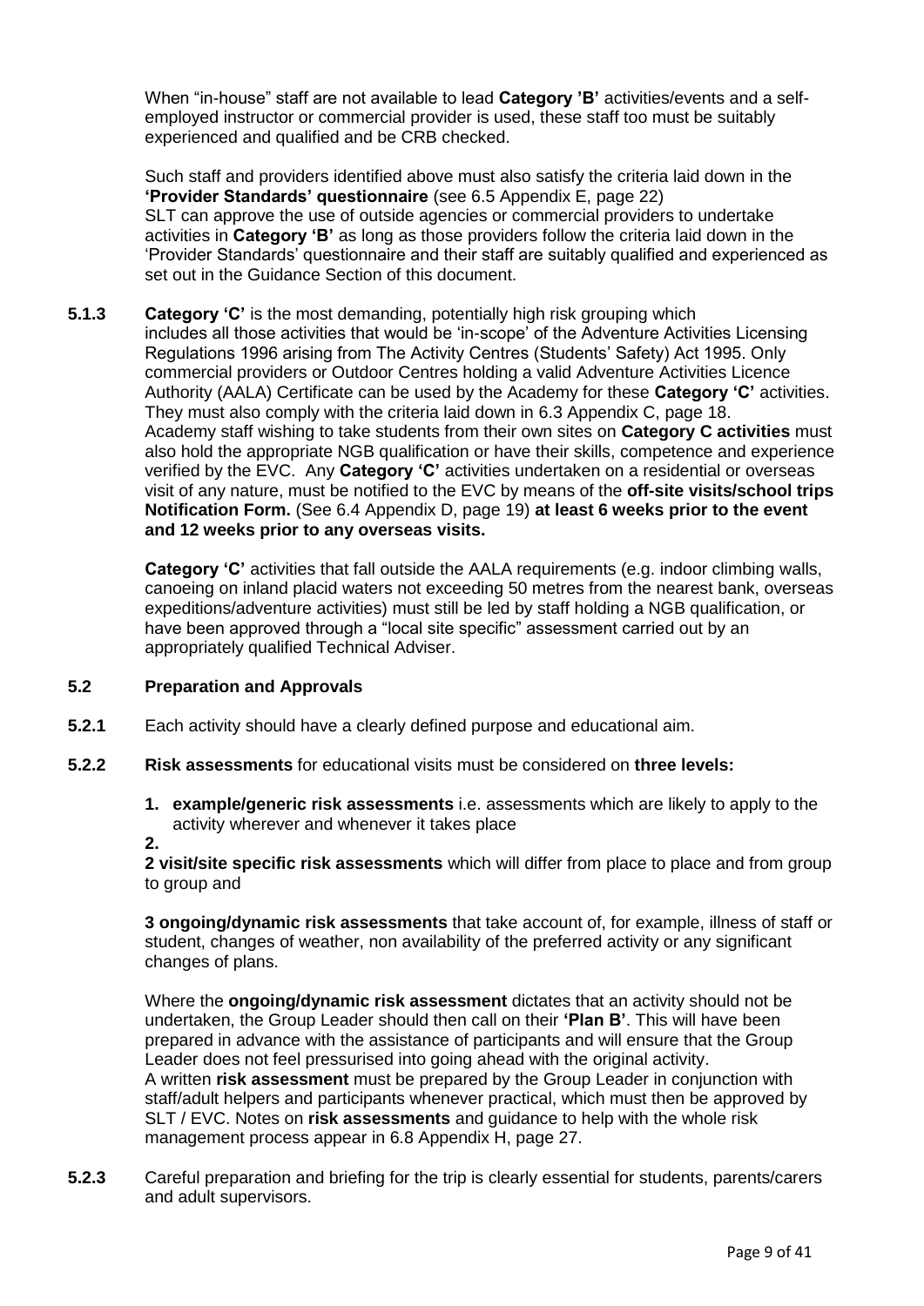When "in-house" staff are not available to lead **Category 'B'** activities/events and a self-employed instructor or commercial provider is used, these staff too must be suitably experienced and qualified and be CRB checked.

Such staff and providers identified above must also satisfy the criteria laid down in the **'Provider Standards' questionnaire** (see 6.5 Appendix E, page 22)
SLT can approve the use of outside agencies or commercial providers to undertake activities in **Category 'B'** as long as those providers follow the criteria laid down in the 'Provider Standards' questionnaire and their staff are suitably qualified and experienced as set out in the Guidance Section of this document.

**5.1.3** **Category 'C'** is the most demanding, potentially high risk grouping which includes all those activities that would be 'in-scope' of the Adventure Activities Licensing Regulations 1996 arising from The Activity Centres (Students' Safety) Act 1995. Only commercial providers or Outdoor Centres holding a valid Adventure Activities Licence Authority (AALA) Certificate can be used by the Academy for these **Category 'C'** activities. They must also comply with the criteria laid down in 6.3 Appendix C, page 18. Academy staff wishing to take students from their own sites on **Category C activities** must also hold the appropriate NGB qualification or have their skills, competence and experience verified by the EVC. Any **Category 'C'** activities undertaken on a residential or overseas visit of any nature, must be notified to the EVC by means of the **off-site visits/school trips Notification Form.** (See 6.4 Appendix D, page 19) **at least 6 weeks prior to the event and 12 weeks prior to any overseas visits.**

**Category 'C'** activities that fall outside the AALA requirements (e.g. indoor climbing walls, canoeing on inland placid waters not exceeding 50 metres from the nearest bank, overseas expeditions/adventure activities) must still be led by staff holding a NGB qualification, or have been approved through a "local site specific" assessment carried out by an appropriately qualified Technical Adviser.

### 5.2 Preparation and Approvals

**5.2.1** Each activity should have a clearly defined purpose and educational aim.

**5.2.2** **Risk assessments** for educational visits must be considered on **three levels:**

1. **example/generic risk assessments** i.e. assessments which are likely to apply to the activity wherever and whenever it takes place
2. 

**2 visit/site specific risk assessments** which will differ from place to place and from group to group and

**3 ongoing/dynamic risk assessments** that take account of, for example, illness of staff or student, changes of weather, non availability of the preferred activity or any significant changes of plans.

Where the **ongoing/dynamic risk assessment** dictates that an activity should not be undertaken, the Group Leader should then call on their **'Plan B'**. This will have been prepared in advance with the assistance of participants and will ensure that the Group Leader does not feel pressurised into going ahead with the original activity.
A written **risk assessment** must be prepared by the Group Leader in conjunction with staff/adult helpers and participants whenever practical, which must then be approved by SLT / EVC. Notes on **risk assessments** and guidance to help with the whole risk management process appear in 6.8 Appendix H, page 27.

**5.2.3** Careful preparation and briefing for the trip is clearly essential for students, parents/carers and adult supervisors.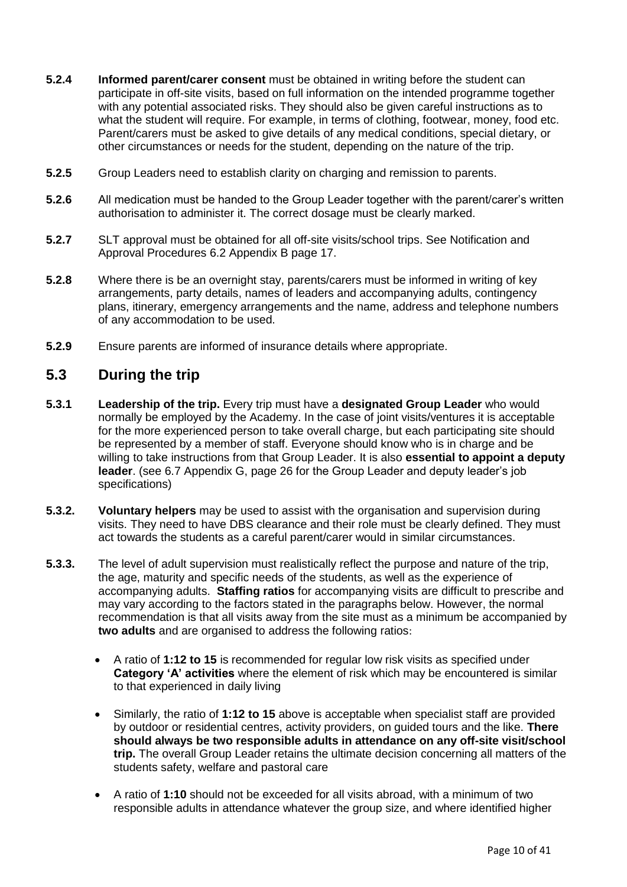**5.2.4** **Informed parent/carer consent** must be obtained in writing before the student can participate in off-site visits, based on full information on the intended programme together with any potential associated risks. They should also be given careful instructions as to what the student will require. For example, in terms of clothing, footwear, money, food etc. Parent/carers must be asked to give details of any medical conditions, special dietary, or other circumstances or needs for the student, depending on the nature of the trip.

**5.2.5** Group Leaders need to establish clarity on charging and remission to parents.

**5.2.6** All medication must be handed to the Group Leader together with the parent/carer's written authorisation to administer it. The correct dosage must be clearly marked.

**5.2.7** SLT approval must be obtained for all off-site visits/school trips. See Notification and Approval Procedures 6.2 Appendix B page 17.

**5.2.8** Where there is be an overnight stay, parents/carers must be informed in writing of key arrangements, party details, names of leaders and accompanying adults, contingency plans, itinerary, emergency arrangements and the name, address and telephone numbers of any accommodation to be used.

**5.2.9** Ensure parents are informed of insurance details where appropriate.

## 5.3 During the trip

**5.3.1** **Leadership of the trip.** Every trip must have a **designated Group Leader** who would normally be employed by the Academy. In the case of joint visits/ventures it is acceptable for the more experienced person to take overall charge, but each participating site should be represented by a member of staff. Everyone should know who is in charge and be willing to take instructions from that Group Leader. It is also **essential to appoint a deputy leader**. (see 6.7 Appendix G, page 26 for the Group Leader and deputy leader's job specifications)

**5.3.2.** **Voluntary helpers** may be used to assist with the organisation and supervision during visits. They need to have DBS clearance and their role must be clearly defined. They must act towards the students as a careful parent/carer would in similar circumstances.

**5.3.3.** The level of adult supervision must realistically reflect the purpose and nature of the trip, the age, maturity and specific needs of the students, as well as the experience of accompanying adults. **Staffing ratios** for accompanying visits are difficult to prescribe and may vary according to the factors stated in the paragraphs below. However, the normal recommendation is that all visits away from the site must as a minimum be accompanied by **two adults** and are organised to address the following ratios:

- A ratio of **1:12 to 15** is recommended for regular low risk visits as specified under **Category 'A' activities** where the element of risk which may be encountered is similar to that experienced in daily living

- Similarly, the ratio of **1:12 to 15** above is acceptable when specialist staff are provided by outdoor or residential centres, activity providers, on guided tours and the like. **There should always be two responsible adults in attendance on any off-site visit/school trip.** The overall Group Leader retains the ultimate decision concerning all matters of the students safety, welfare and pastoral care

- A ratio of **1:10** should not be exceeded for all visits abroad, with a minimum of two responsible adults in attendance whatever the group size, and where identified higher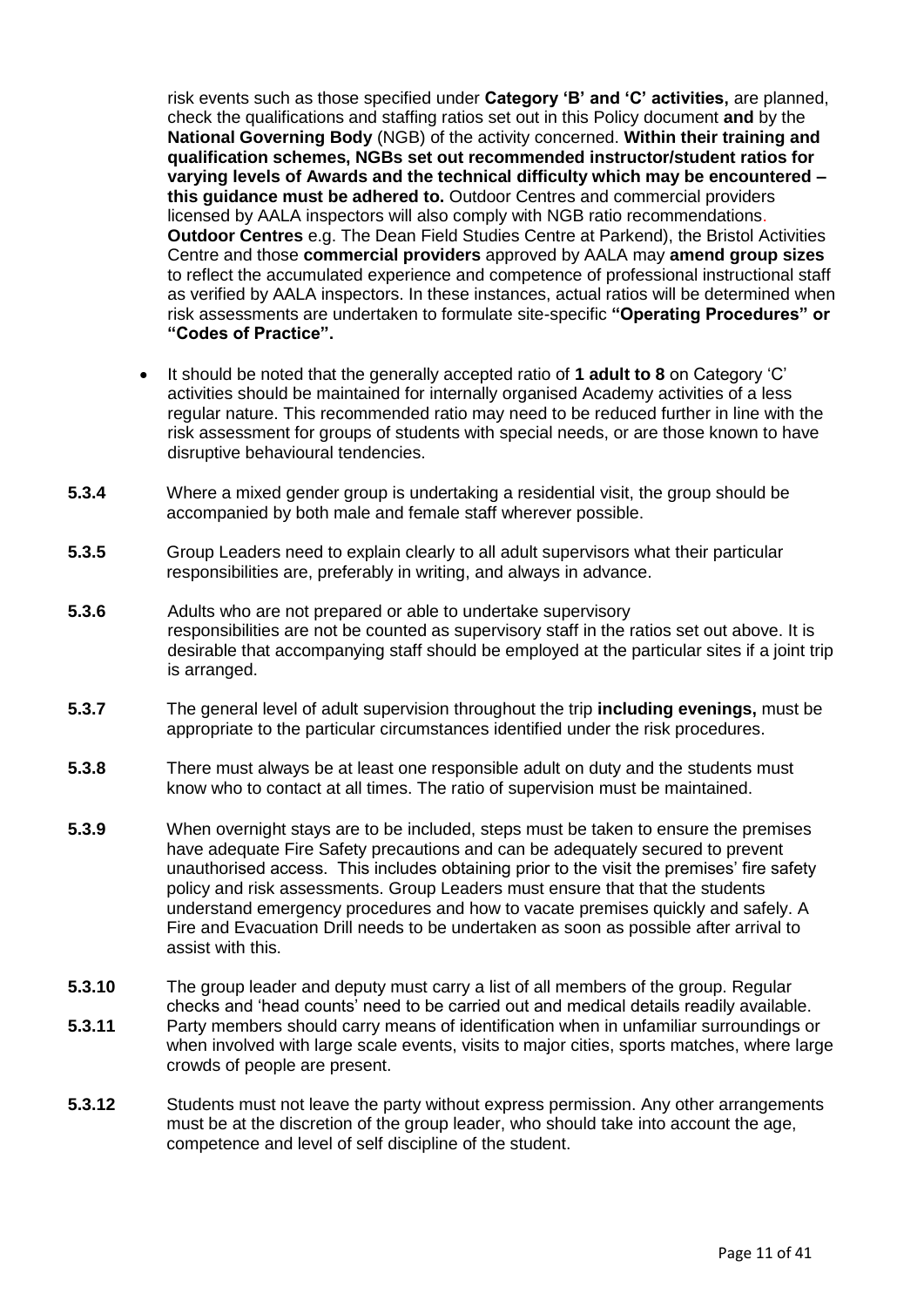risk events such as those specified under **Category 'B' and 'C' activities,** are planned, check the qualifications and staffing ratios set out in this Policy document **and** by the **National Governing Body** (NGB) of the activity concerned. **Within their training and qualification schemes, NGBs set out recommended instructor/student ratios for varying levels of Awards and the technical difficulty which may be encountered – this guidance must be adhered to.** Outdoor Centres and commercial providers licensed by AALA inspectors will also comply with NGB ratio recommendations. **Outdoor Centres** e.g. The Dean Field Studies Centre at Parkend), the Bristol Activities Centre and those **commercial providers** approved by AALA may **amend group sizes** to reflect the accumulated experience and competence of professional instructional staff as verified by AALA inspectors. In these instances, actual ratios will be determined when risk assessments are undertaken to formulate site-specific **"Operating Procedures" or "Codes of Practice".**

- It should be noted that the generally accepted ratio of **1 adult to 8** on Category 'C' activities should be maintained for internally organised Academy activities of a less regular nature. This recommended ratio may need to be reduced further in line with the risk assessment for groups of students with special needs, or are those known to have disruptive behavioural tendencies.

**5.3.4** Where a mixed gender group is undertaking a residential visit, the group should be accompanied by both male and female staff wherever possible.

**5.3.5** Group Leaders need to explain clearly to all adult supervisors what their particular responsibilities are, preferably in writing, and always in advance.

**5.3.6** Adults who are not prepared or able to undertake supervisory responsibilities are not be counted as supervisory staff in the ratios set out above. It is desirable that accompanying staff should be employed at the particular sites if a joint trip is arranged.

**5.3.7** The general level of adult supervision throughout the trip **including evenings,** must be appropriate to the particular circumstances identified under the risk procedures.

**5.3.8** There must always be at least one responsible adult on duty and the students must know who to contact at all times. The ratio of supervision must be maintained.

**5.3.9** When overnight stays are to be included, steps must be taken to ensure the premises have adequate Fire Safety precautions and can be adequately secured to prevent unauthorised access. This includes obtaining prior to the visit the premises' fire safety policy and risk assessments. Group Leaders must ensure that that the students understand emergency procedures and how to vacate premises quickly and safely. A Fire and Evacuation Drill needs to be undertaken as soon as possible after arrival to assist with this.

**5.3.10** The group leader and deputy must carry a list of all members of the group. Regular checks and 'head counts' need to be carried out and medical details readily available.

**5.3.11** Party members should carry means of identification when in unfamiliar surroundings or when involved with large scale events, visits to major cities, sports matches, where large crowds of people are present.

**5.3.12** Students must not leave the party without express permission. Any other arrangements must be at the discretion of the group leader, who should take into account the age, competence and level of self discipline of the student.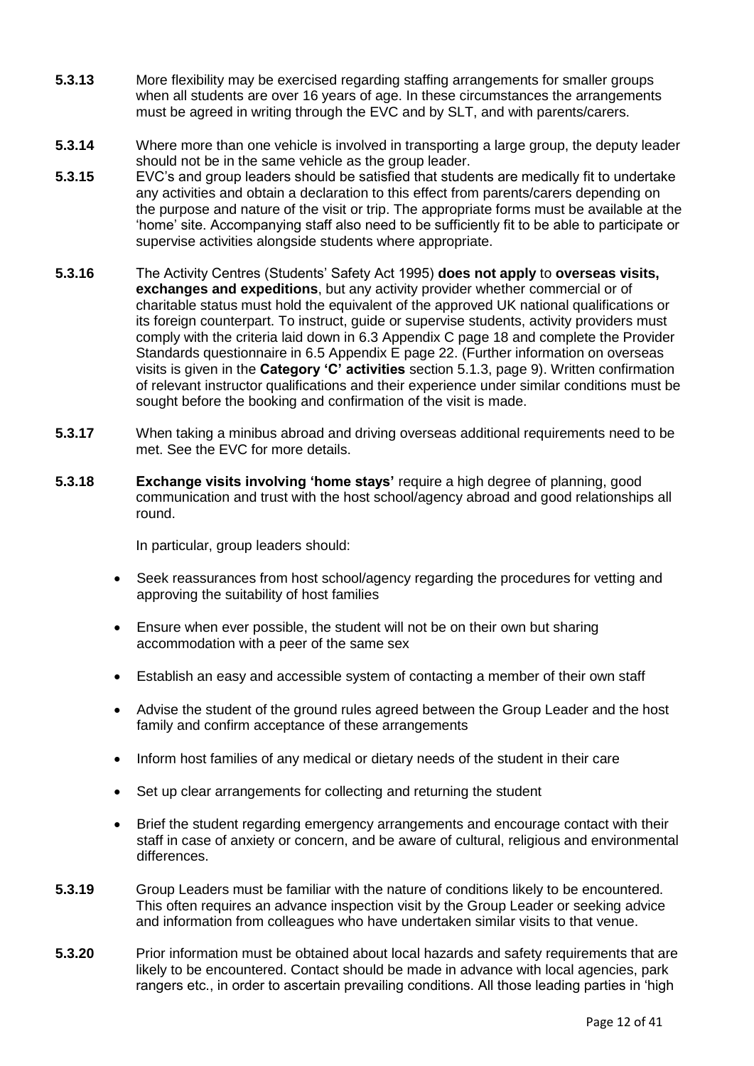**5.3.13** More flexibility may be exercised regarding staffing arrangements for smaller groups when all students are over 16 years of age. In these circumstances the arrangements must be agreed in writing through the EVC and by SLT, and with parents/carers.

**5.3.14** Where more than one vehicle is involved in transporting a large group, the deputy leader should not be in the same vehicle as the group leader.

**5.3.15** EVC's and group leaders should be satisfied that students are medically fit to undertake any activities and obtain a declaration to this effect from parents/carers depending on the purpose and nature of the visit or trip. The appropriate forms must be available at the 'home' site. Accompanying staff also need to be sufficiently fit to be able to participate or supervise activities alongside students where appropriate.

**5.3.16** The Activity Centres (Students' Safety Act 1995) **does not apply** to **overseas visits, exchanges and expeditions**, but any activity provider whether commercial or of charitable status must hold the equivalent of the approved UK national qualifications or its foreign counterpart. To instruct, guide or supervise students, activity providers must comply with the criteria laid down in 6.3 Appendix C page 18 and complete the Provider Standards questionnaire in 6.5 Appendix E page 22. (Further information on overseas visits is given in the **Category 'C' activities** section 5.1.3, page 9). Written confirmation of relevant instructor qualifications and their experience under similar conditions must be sought before the booking and confirmation of the visit is made.

**5.3.17** When taking a minibus abroad and driving overseas additional requirements need to be met. See the EVC for more details.

**5.3.18** **Exchange visits involving 'home stays'** require a high degree of planning, good communication and trust with the host school/agency abroad and good relationships all round.

In particular, group leaders should:

- Seek reassurances from host school/agency regarding the procedures for vetting and approving the suitability of host families
- Ensure when ever possible, the student will not be on their own but sharing accommodation with a peer of the same sex
- Establish an easy and accessible system of contacting a member of their own staff
- Advise the student of the ground rules agreed between the Group Leader and the host family and confirm acceptance of these arrangements
- Inform host families of any medical or dietary needs of the student in their care
- Set up clear arrangements for collecting and returning the student
- Brief the student regarding emergency arrangements and encourage contact with their staff in case of anxiety or concern, and be aware of cultural, religious and environmental differences.

**5.3.19** Group Leaders must be familiar with the nature of conditions likely to be encountered. This often requires an advance inspection visit by the Group Leader or seeking advice and information from colleagues who have undertaken similar visits to that venue.

**5.3.20** Prior information must be obtained about local hazards and safety requirements that are likely to be encountered. Contact should be made in advance with local agencies, park rangers etc., in order to ascertain prevailing conditions. All those leading parties in 'high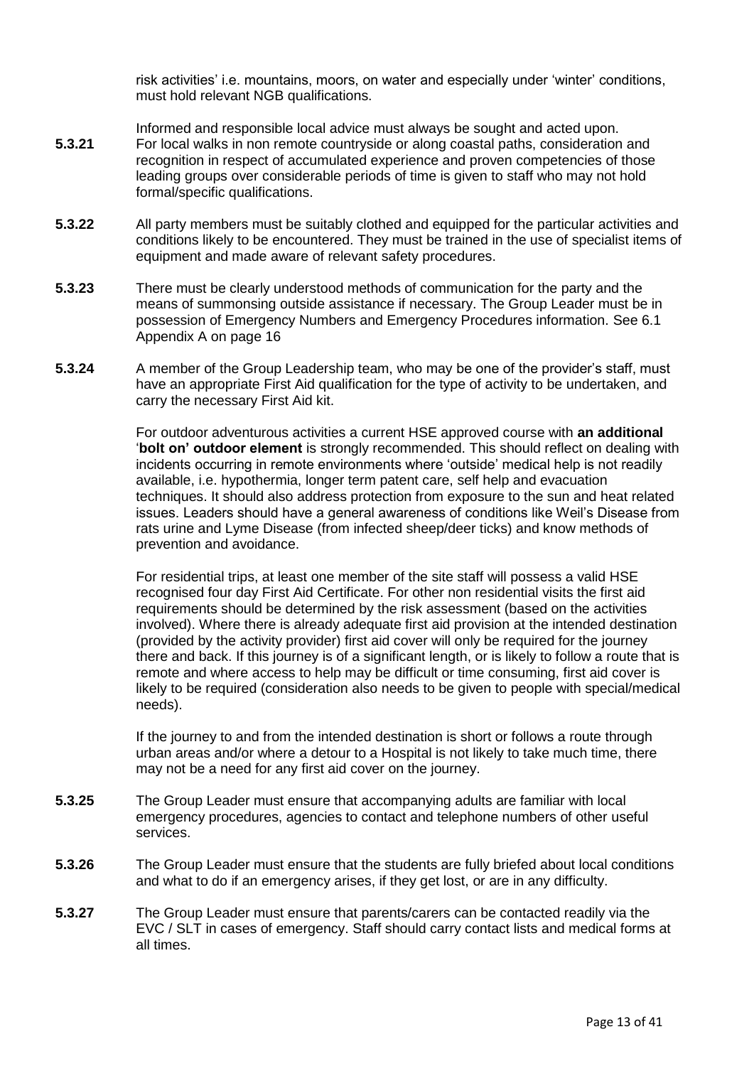risk activities' i.e. mountains, moors, on water and especially under 'winter' conditions, must hold relevant NGB qualifications.

Informed and responsible local advice must always be sought and acted upon.

**5.3.21** For local walks in non remote countryside or along coastal paths, consideration and recognition in respect of accumulated experience and proven competencies of those leading groups over considerable periods of time is given to staff who may not hold formal/specific qualifications.

**5.3.22** All party members must be suitably clothed and equipped for the particular activities and conditions likely to be encountered. They must be trained in the use of specialist items of equipment and made aware of relevant safety procedures.

**5.3.23** There must be clearly understood methods of communication for the party and the means of summonsing outside assistance if necessary. The Group Leader must be in possession of Emergency Numbers and Emergency Procedures information. See 6.1 Appendix A on page 16

**5.3.24** A member of the Group Leadership team, who may be one of the provider's staff, must have an appropriate First Aid qualification for the type of activity to be undertaken, and carry the necessary First Aid kit.

For outdoor adventurous activities a current HSE approved course with **an additional 'bolt on' outdoor element** is strongly recommended. This should reflect on dealing with incidents occurring in remote environments where 'outside' medical help is not readily available, i.e. hypothermia, longer term patent care, self help and evacuation techniques. It should also address protection from exposure to the sun and heat related issues. Leaders should have a general awareness of conditions like Weil's Disease from rats urine and Lyme Disease (from infected sheep/deer ticks) and know methods of prevention and avoidance.

For residential trips, at least one member of the site staff will possess a valid HSE recognised four day First Aid Certificate. For other non residential visits the first aid requirements should be determined by the risk assessment (based on the activities involved). Where there is already adequate first aid provision at the intended destination (provided by the activity provider) first aid cover will only be required for the journey there and back. If this journey is of a significant length, or is likely to follow a route that is remote and where access to help may be difficult or time consuming, first aid cover is likely to be required (consideration also needs to be given to people with special/medical needs).

If the journey to and from the intended destination is short or follows a route through urban areas and/or where a detour to a Hospital is not likely to take much time, there may not be a need for any first aid cover on the journey.

**5.3.25** The Group Leader must ensure that accompanying adults are familiar with local emergency procedures, agencies to contact and telephone numbers of other useful services.

**5.3.26** The Group Leader must ensure that the students are fully briefed about local conditions and what to do if an emergency arises, if they get lost, or are in any difficulty.

**5.3.27** The Group Leader must ensure that parents/carers can be contacted readily via the EVC / SLT in cases of emergency. Staff should carry contact lists and medical forms at all times.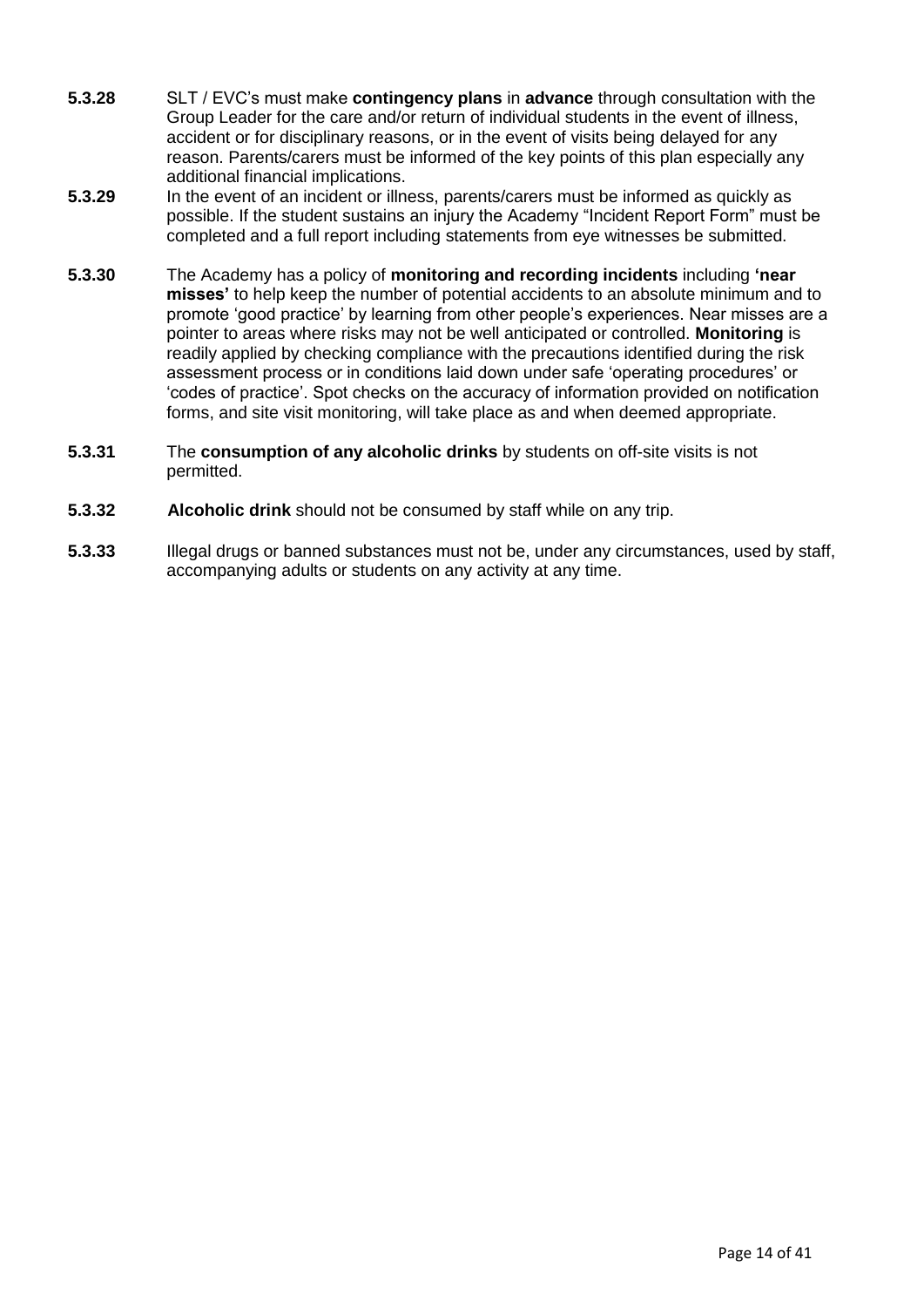**5.3.28** SLT / EVC's must make **contingency plans** in **advance** through consultation with the Group Leader for the care and/or return of individual students in the event of illness, accident or for disciplinary reasons, or in the event of visits being delayed for any reason. Parents/carers must be informed of the key points of this plan especially any additional financial implications.

**5.3.29** In the event of an incident or illness, parents/carers must be informed as quickly as possible. If the student sustains an injury the Academy "Incident Report Form" must be completed and a full report including statements from eye witnesses be submitted.

**5.3.30** The Academy has a policy of **monitoring and recording incidents** including **'near misses'** to help keep the number of potential accidents to an absolute minimum and to promote 'good practice' by learning from other people's experiences. Near misses are a pointer to areas where risks may not be well anticipated or controlled. **Monitoring** is readily applied by checking compliance with the precautions identified during the risk assessment process or in conditions laid down under safe 'operating procedures' or 'codes of practice'. Spot checks on the accuracy of information provided on notification forms, and site visit monitoring, will take place as and when deemed appropriate.

**5.3.31** The **consumption of any alcoholic drinks** by students on off-site visits is not permitted.

**5.3.32** **Alcoholic drink** should not be consumed by staff while on any trip.

**5.3.33** Illegal drugs or banned substances must not be, under any circumstances, used by staff, accompanying adults or students on any activity at any time.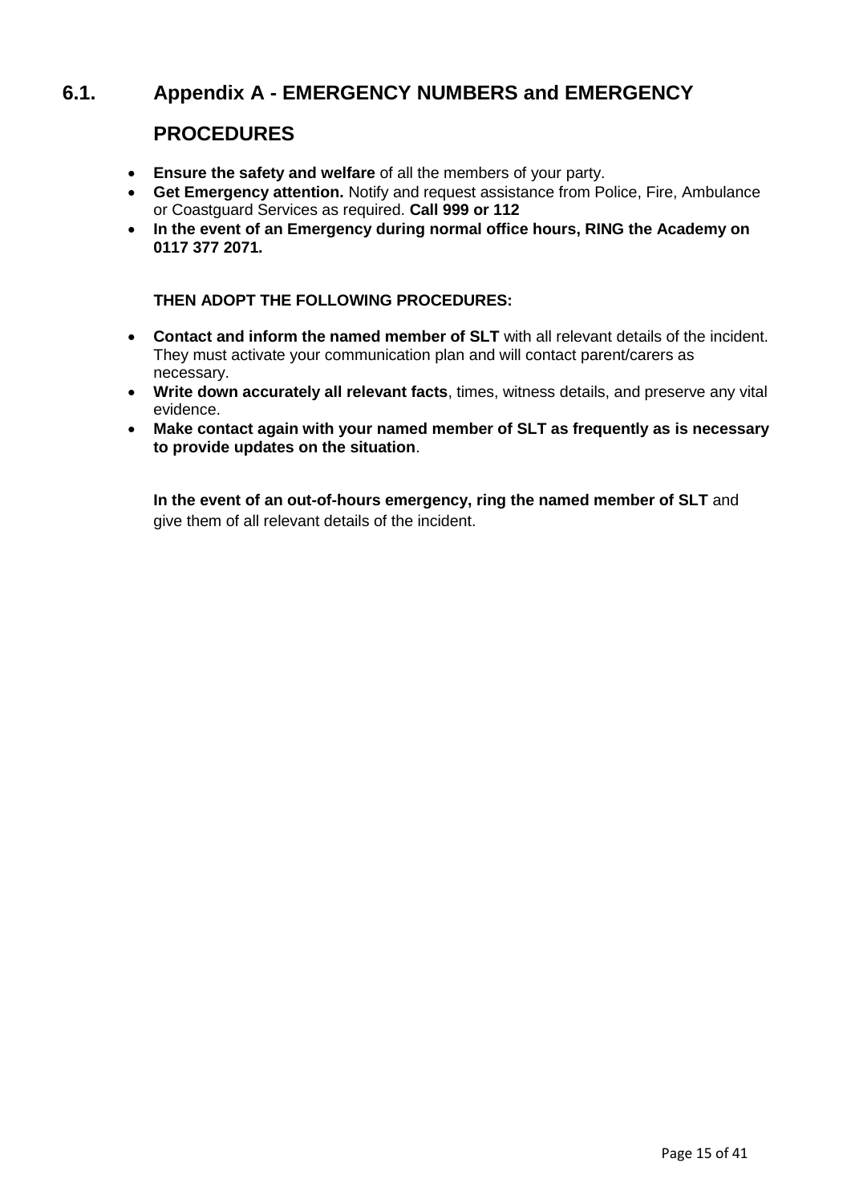## 6.1. Appendix A - EMERGENCY NUMBERS and EMERGENCY PROCEDURES

- **Ensure the safety and welfare** of all the members of your party.
- **Get Emergency attention.** Notify and request assistance from Police, Fire, Ambulance or Coastguard Services as required. **Call 999 or 112**
- **In the event of an Emergency during normal office hours, RING the Academy on 0117 377 2071.**

**THEN ADOPT THE FOLLOWING PROCEDURES:**

- **Contact and inform the named member of SLT** with all relevant details of the incident. They must activate your communication plan and will contact parent/carers as necessary.
- **Write down accurately all relevant facts**, times, witness details, and preserve any vital evidence.
- **Make contact again with your named member of SLT as frequently as is necessary to provide updates on the situation**.

**In the event of an out-of-hours emergency, ring the named member of SLT** and give them of all relevant details of the incident.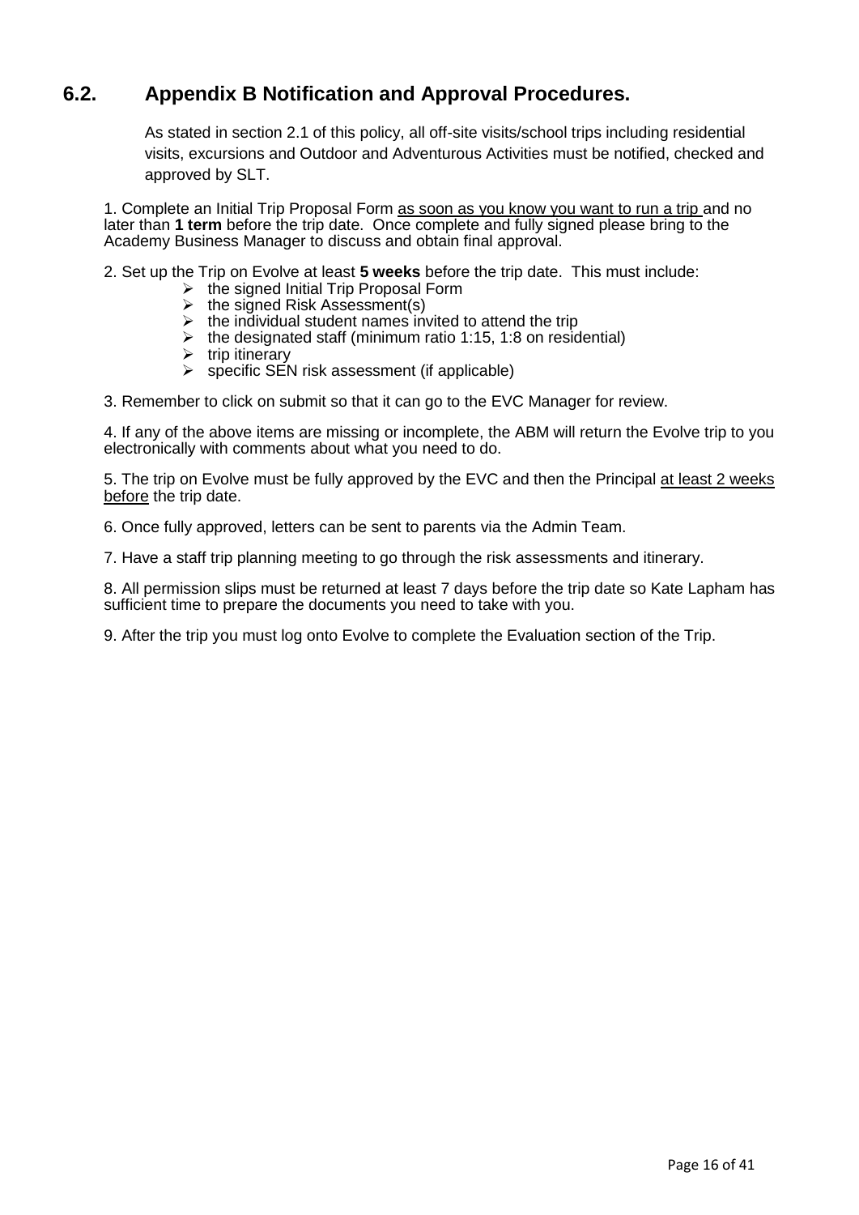## 6.2. Appendix B Notification and Approval Procedures.

As stated in section 2.1 of this policy, all off-site visits/school trips including residential visits, excursions and Outdoor and Adventurous Activities must be notified, checked and approved by SLT.

1. Complete an Initial Trip Proposal Form as soon as you know you want to run a trip and no later than **1 term** before the trip date. Once complete and fully signed please bring to the Academy Business Manager to discuss and obtain final approval.

2. Set up the Trip on Evolve at least **5 weeks** before the trip date. This must include:
   - the signed Initial Trip Proposal Form
   - the signed Risk Assessment(s)
   - the individual student names invited to attend the trip
   - the designated staff (minimum ratio 1:15, 1:8 on residential)
   - trip itinerary
   - specific SEN risk assessment (if applicable)

3. Remember to click on submit so that it can go to the EVC Manager for review.

4. If any of the above items are missing or incomplete, the ABM will return the Evolve trip to you electronically with comments about what you need to do.

5. The trip on Evolve must be fully approved by the EVC and then the Principal at least 2 weeks before the trip date.

6. Once fully approved, letters can be sent to parents via the Admin Team.

7. Have a staff trip planning meeting to go through the risk assessments and itinerary.

8. All permission slips must be returned at least 7 days before the trip date so Kate Lapham has sufficient time to prepare the documents you need to take with you.

9. After the trip you must log onto Evolve to complete the Evaluation section of the Trip.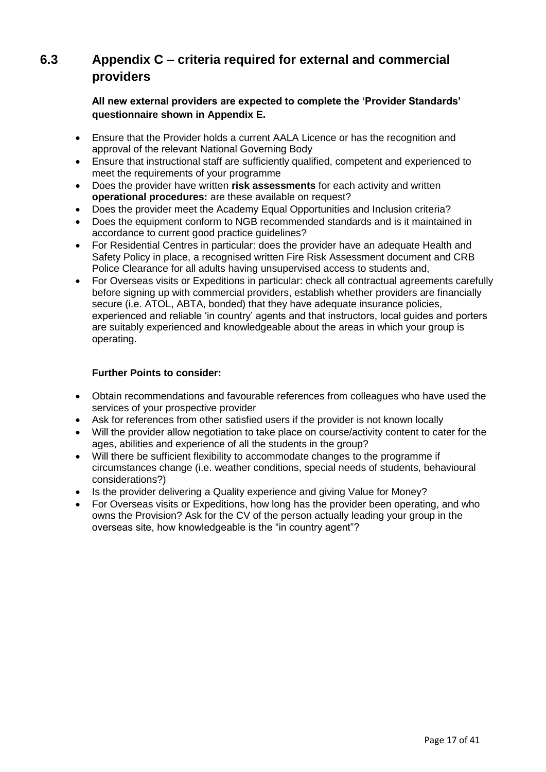## 6.3 Appendix C – criteria required for external and commercial providers

**All new external providers are expected to complete the 'Provider Standards' questionnaire shown in Appendix E.**

- Ensure that the Provider holds a current AALA Licence or has the recognition and approval of the relevant National Governing Body
- Ensure that instructional staff are sufficiently qualified, competent and experienced to meet the requirements of your programme
- Does the provider have written **risk assessments** for each activity and written **operational procedures:** are these available on request?
- Does the provider meet the Academy Equal Opportunities and Inclusion criteria?
- Does the equipment conform to NGB recommended standards and is it maintained in accordance to current good practice guidelines?
- For Residential Centres in particular: does the provider have an adequate Health and Safety Policy in place, a recognised written Fire Risk Assessment document and CRB Police Clearance for all adults having unsupervised access to students and,
- For Overseas visits or Expeditions in particular: check all contractual agreements carefully before signing up with commercial providers, establish whether providers are financially secure (i.e. ATOL, ABTA, bonded) that they have adequate insurance policies, experienced and reliable 'in country' agents and that instructors, local guides and porters are suitably experienced and knowledgeable about the areas in which your group is operating.

**Further Points to consider:**

- Obtain recommendations and favourable references from colleagues who have used the services of your prospective provider
- Ask for references from other satisfied users if the provider is not known locally
- Will the provider allow negotiation to take place on course/activity content to cater for the ages, abilities and experience of all the students in the group?
- Will there be sufficient flexibility to accommodate changes to the programme if circumstances change (i.e. weather conditions, special needs of students, behavioural considerations?)
- Is the provider delivering a Quality experience and giving Value for Money?
- For Overseas visits or Expeditions, how long has the provider been operating, and who owns the Provision? Ask for the CV of the person actually leading your group in the overseas site, how knowledgeable is the "in country agent"?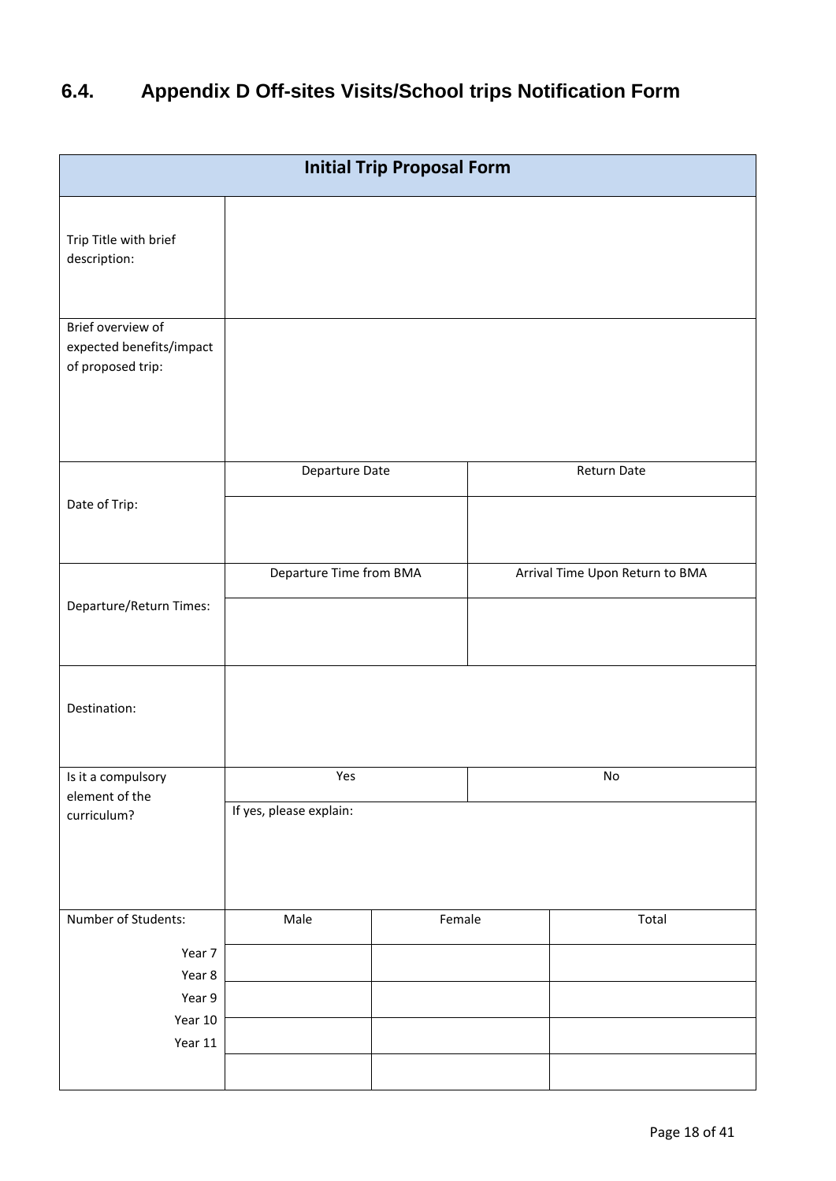## 6.4. Appendix D Off-sites Visits/School trips Notification Form

| Initial Trip Proposal Form | | | |
|---|---|---|---|
| Trip Title with brief description: | | | |
| Brief overview of expected benefits/impact of proposed trip: | | | |
| Date of Trip: | Departure Date | | Return Date |
| | | | |
| Departure/Return Times: | Departure Time from BMA | | Arrival Time Upon Return to BMA |
| | | | |
| Destination: | | | |
| Is it a compulsory element of the curriculum? | Yes | | No |
| | If yes, please explain: | | |
| Number of Students: | Male | Female | Total |
| Year 7 | | | |
| Year 8 | | | |
| Year 9 | | | |
| Year 10 | | | |
| Year 11 | | | |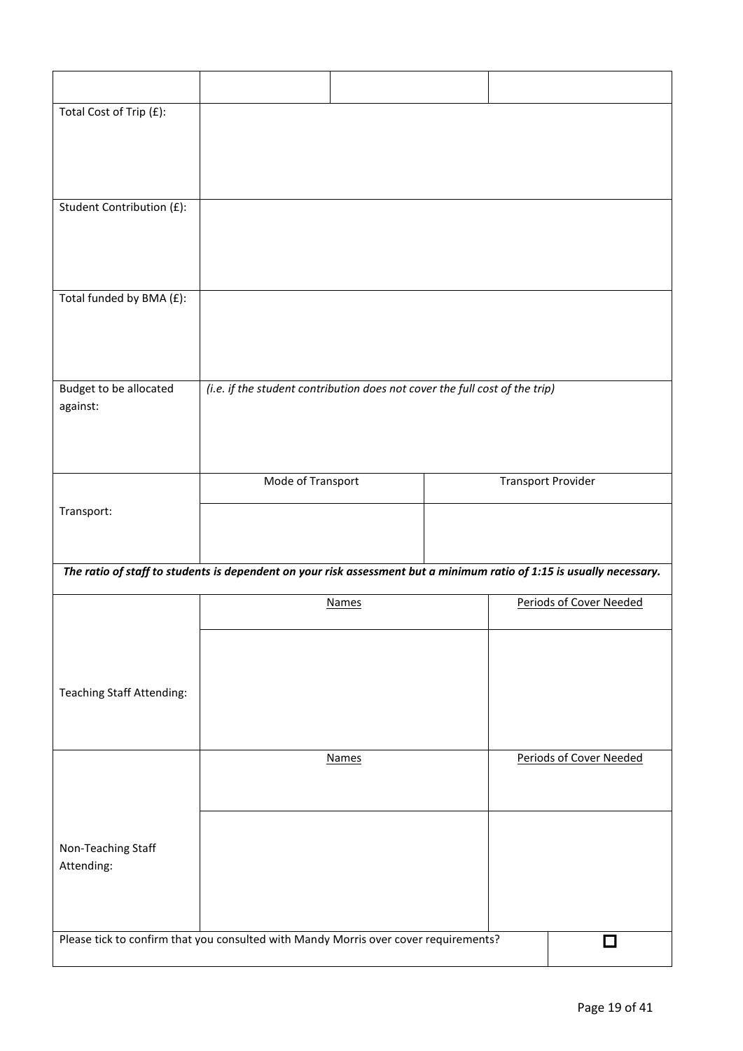| | | | |
|---|---|---|---|
| Total Cost of Trip (£): | | | |
| Student Contribution (£): | | | |
| Total funded by BMA (£): | | | |
| Budget to be allocated against: | *(i.e. if the student contribution does not cover the full cost of the trip)* | | |
| Transport: | Mode of Transport | Transport Provider | |
| | | | |

***The ratio of staff to students is dependent on your risk assessment but a minimum ratio of 1:15 is usually necessary.***

| | | |
|---|---|---|
| Teaching Staff Attending: | Names | Periods of Cover Needed |
| | | |
| Non-Teaching Staff Attending: | Names | Periods of Cover Needed |
| | | |
| Please tick to confirm that you consulted with Mandy Morris over cover requirements? | | ☐ |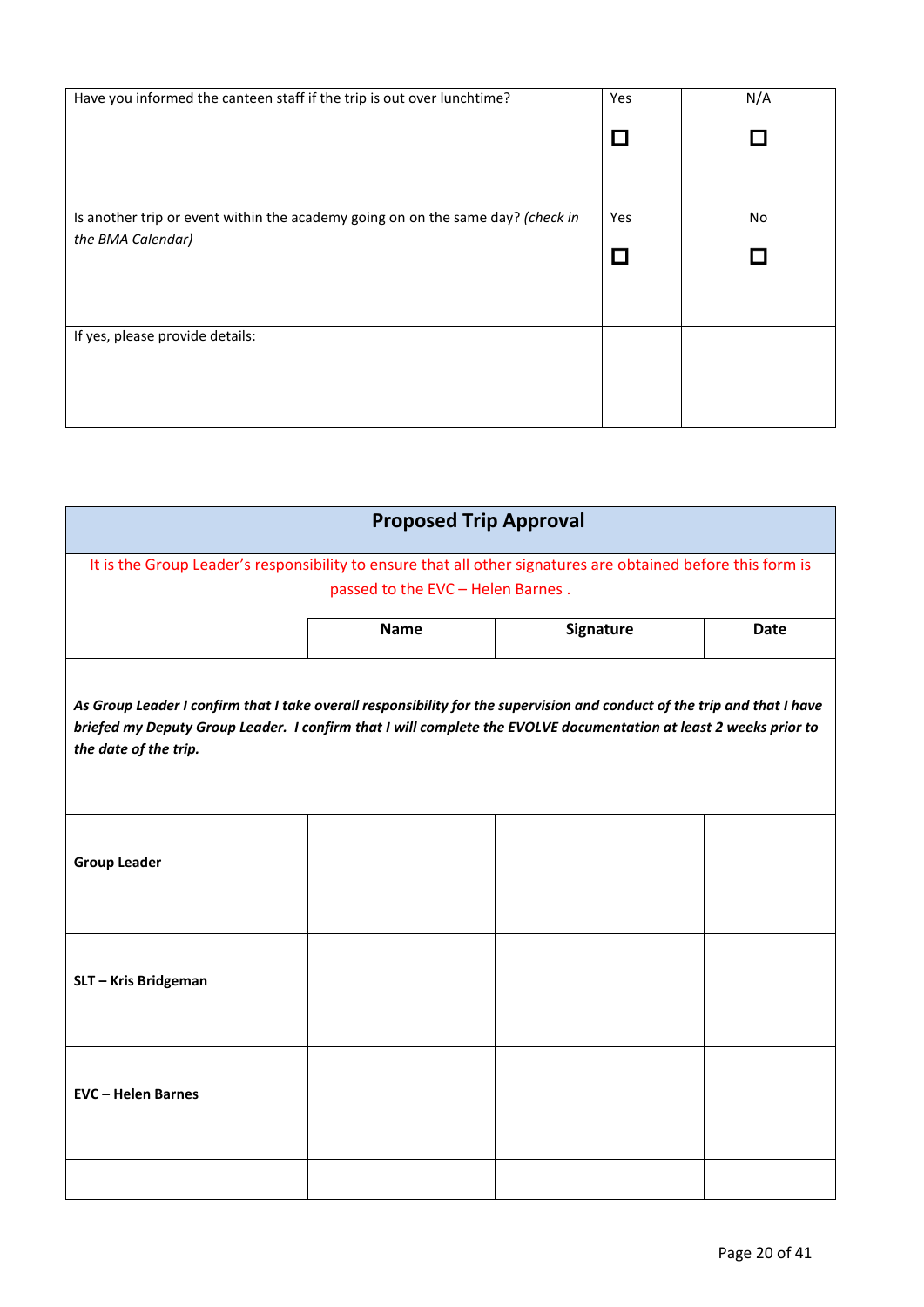| Have you informed the canteen staff if the trip is out over lunchtime? | Yes<br>☐ | N/A<br>☐ |
|---|---|---|
| Is another trip or event within the academy going on on the same day? *(check in the BMA Calendar)* | Yes<br>☐ | No<br>☐ |
| If yes, please provide details: | | |

| **Proposed Trip Approval** | | | |
|---|---|---|---|
| It is the Group Leader's responsibility to ensure that all other signatures are obtained before this form is passed to the EVC – Helen Barnes . | | | |
| | **Name** | **Signature** | **Date** |
| ***As Group Leader I confirm that I take overall responsibility for the supervision and conduct of the trip and that I have briefed my Deputy Group Leader. I confirm that I will complete the EVOLVE documentation at least 2 weeks prior to the date of the trip.*** | | | |
| **Group Leader** | | | |
| **SLT – Kris Bridgeman** | | | |
| **EVC – Helen Barnes** | | | |
| | | | |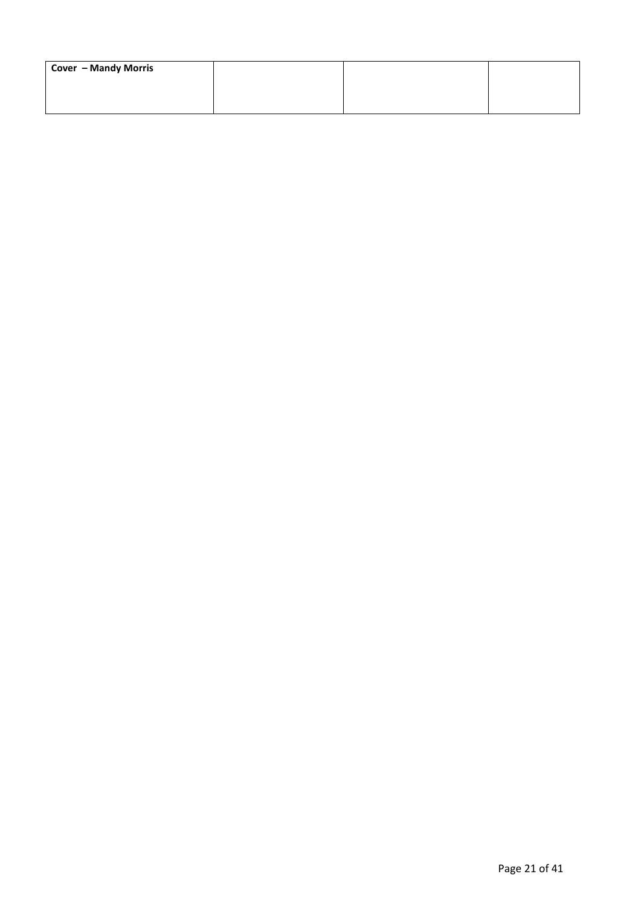| Cover – Mandy Morris | | | |
|---|---|---|---|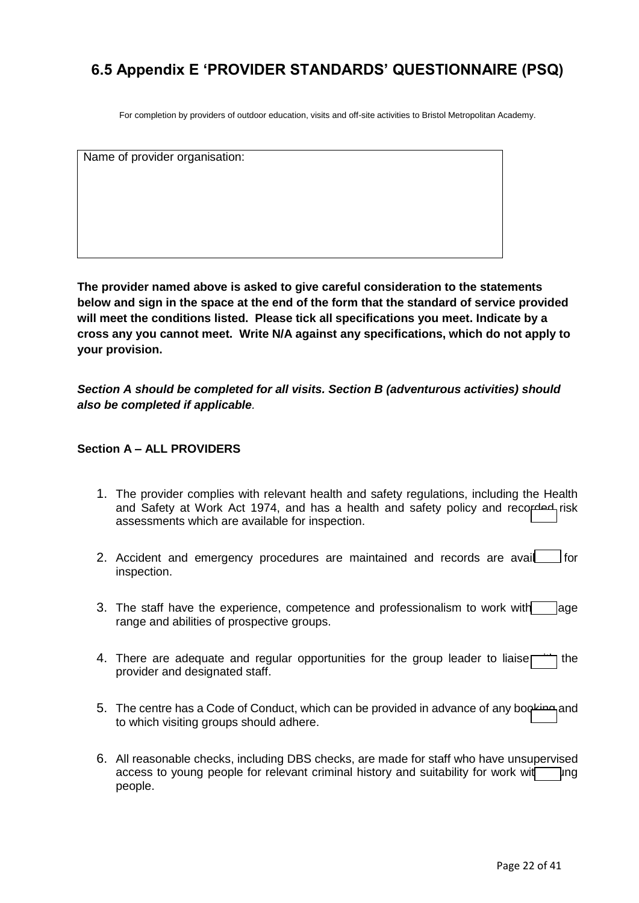## 6.5 Appendix E 'PROVIDER STANDARDS' QUESTIONNAIRE (PSQ)

For completion by providers of outdoor education, visits and off-site activities to Bristol Metropolitan Academy.

| Name of provider organisation: |
|---|
| |

**The provider named above is asked to give careful consideration to the statements below and sign in the space at the end of the form that the standard of service provided will meet the conditions listed. Please tick all specifications you meet. Indicate by a cross any you cannot meet. Write N/A against any specifications, which do not apply to your provision.**

***Section A should be completed for all visits. Section B (adventurous activities) should also be completed if applicable.***

**Section A – ALL PROVIDERS**

1. The provider complies with relevant health and safety regulations, including the Health and Safety at Work Act 1974, and has a health and safety policy and recorded risk assessments which are available for inspection.
2. Accident and emergency procedures are maintained and records are available for inspection.
3. The staff have the experience, competence and professionalism to work with the age range and abilities of prospective groups.
4. There are adequate and regular opportunities for the group leader to liaise with the provider and designated staff.
5. The centre has a Code of Conduct, which can be provided in advance of any booking and to which visiting groups should adhere.
6. All reasonable checks, including DBS checks, are made for staff who have unsupervised access to young people for relevant criminal history and suitability for work with young people.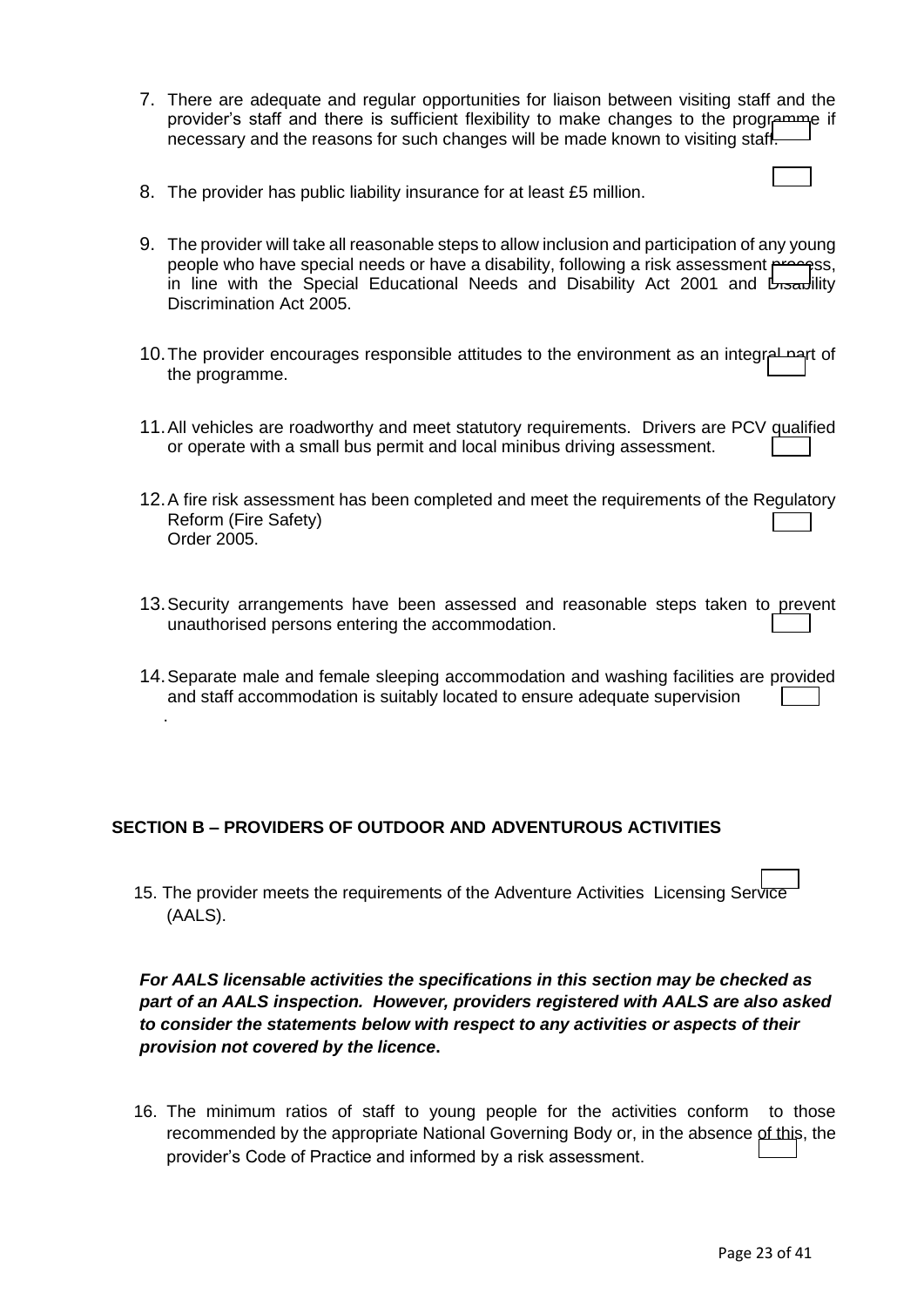7. There are adequate and regular opportunities for liaison between visiting staff and the provider's staff and there is sufficient flexibility to make changes to the programme if necessary and the reasons for such changes will be made known to visiting staff.

8. The provider has public liability insurance for at least £5 million.

9. The provider will take all reasonable steps to allow inclusion and participation of any young people who have special needs or have a disability, following a risk assessment process, in line with the Special Educational Needs and Disability Act 2001 and Disability Discrimination Act 2005.

10. The provider encourages responsible attitudes to the environment as an integral part of the programme.

11. All vehicles are roadworthy and meet statutory requirements. Drivers are PCV qualified or operate with a small bus permit and local minibus driving assessment.

12. A fire risk assessment has been completed and meet the requirements of the Regulatory Reform (Fire Safety) Order 2005.

13. Security arrangements have been assessed and reasonable steps taken to prevent unauthorised persons entering the accommodation.

14. Separate male and female sleeping accommodation and washing facilities are provided and staff accommodation is suitably located to ensure adequate supervision .

## SECTION B – PROVIDERS OF OUTDOOR AND ADVENTUROUS ACTIVITIES

15. The provider meets the requirements of the Adventure Activities Licensing Service (AALS).

***For AALS licensable activities the specifications in this section may be checked as part of an AALS inspection. However, providers registered with AALS are also asked to consider the statements below with respect to any activities or aspects of their provision not covered by the licence.***

16. The minimum ratios of staff to young people for the activities conform to those recommended by the appropriate National Governing Body or, in the absence of this, the provider's Code of Practice and informed by a risk assessment.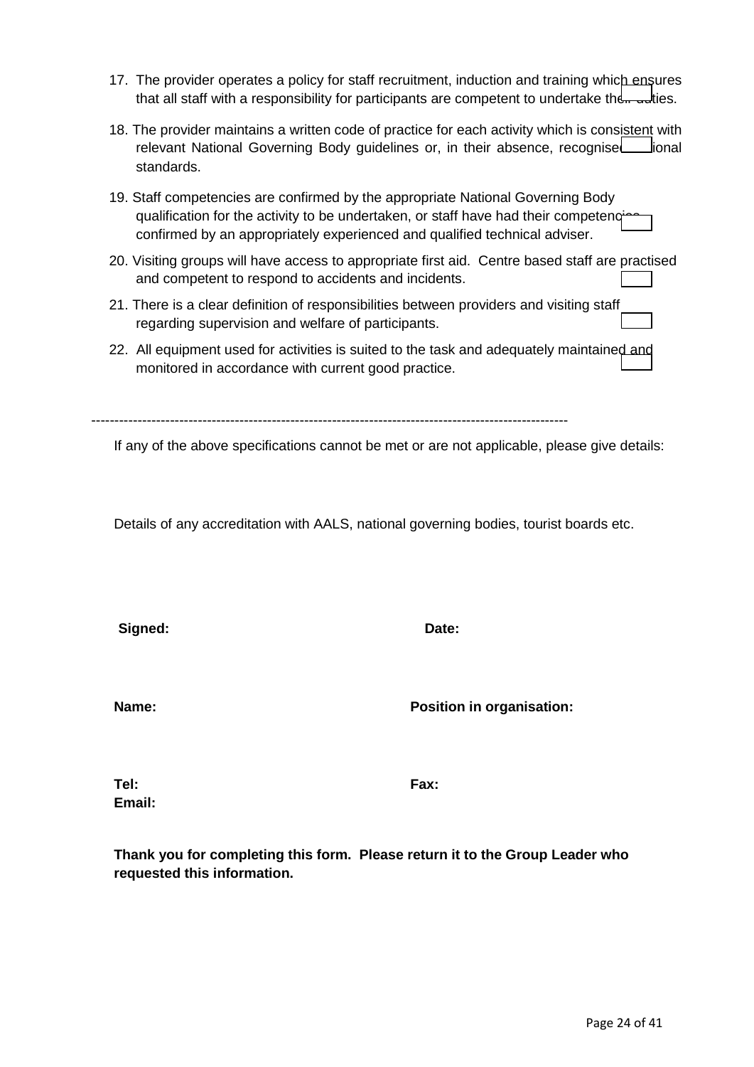17. The provider operates a policy for staff recruitment, induction and training which ensures that all staff with a responsibility for participants are competent to undertake their duties. ☐

18. The provider maintains a written code of practice for each activity which is consistent with relevant National Governing Body guidelines or, in their absence, recognised national standards. ☐

19. Staff competencies are confirmed by the appropriate National Governing Body qualification for the activity to be undertaken, or staff have had their competencies confirmed by an appropriately experienced and qualified technical adviser. ☐

20. Visiting groups will have access to appropriate first aid. Centre based staff are practised and competent to respond to accidents and incidents. ☐

21. There is a clear definition of responsibilities between providers and visiting staff regarding supervision and welfare of participants. ☐

22. All equipment used for activities is suited to the task and adequately maintained and monitored in accordance with current good practice. ☐

---

If any of the above specifications cannot be met or are not applicable, please give details:

Details of any accreditation with AALS, national governing bodies, tourist boards etc.

**Signed:** **Date:**

**Name:** **Position in organisation:**

**Tel:** **Fax:**

**Email:**

**Thank you for completing this form. Please return it to the Group Leader who requested this information.**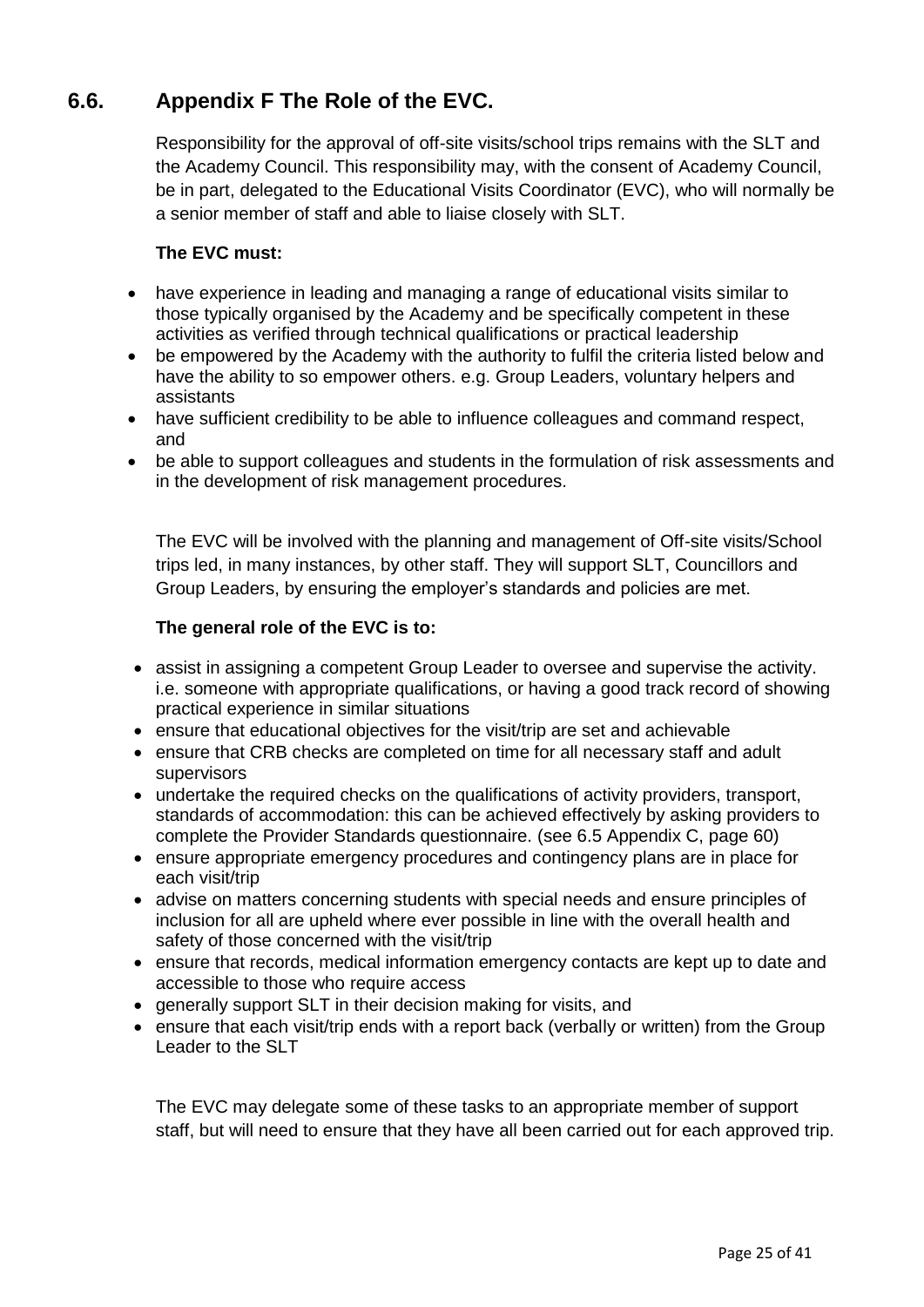## 6.6. Appendix F The Role of the EVC.

Responsibility for the approval of off-site visits/school trips remains with the SLT and the Academy Council. This responsibility may, with the consent of Academy Council, be in part, delegated to the Educational Visits Coordinator (EVC), who will normally be a senior member of staff and able to liaise closely with SLT.

**The EVC must:**

- have experience in leading and managing a range of educational visits similar to those typically organised by the Academy and be specifically competent in these activities as verified through technical qualifications or practical leadership
- be empowered by the Academy with the authority to fulfil the criteria listed below and have the ability to so empower others. e.g. Group Leaders, voluntary helpers and assistants
- have sufficient credibility to be able to influence colleagues and command respect, and
- be able to support colleagues and students in the formulation of risk assessments and in the development of risk management procedures.

The EVC will be involved with the planning and management of Off-site visits/School trips led, in many instances, by other staff. They will support SLT, Councillors and Group Leaders, by ensuring the employer's standards and policies are met.

**The general role of the EVC is to:**

- assist in assigning a competent Group Leader to oversee and supervise the activity. i.e. someone with appropriate qualifications, or having a good track record of showing practical experience in similar situations
- ensure that educational objectives for the visit/trip are set and achievable
- ensure that CRB checks are completed on time for all necessary staff and adult supervisors
- undertake the required checks on the qualifications of activity providers, transport, standards of accommodation: this can be achieved effectively by asking providers to complete the Provider Standards questionnaire. (see 6.5 Appendix C, page 60)
- ensure appropriate emergency procedures and contingency plans are in place for each visit/trip
- advise on matters concerning students with special needs and ensure principles of inclusion for all are upheld where ever possible in line with the overall health and safety of those concerned with the visit/trip
- ensure that records, medical information emergency contacts are kept up to date and accessible to those who require access
- generally support SLT in their decision making for visits, and
- ensure that each visit/trip ends with a report back (verbally or written) from the Group Leader to the SLT

The EVC may delegate some of these tasks to an appropriate member of support staff, but will need to ensure that they have all been carried out for each approved trip.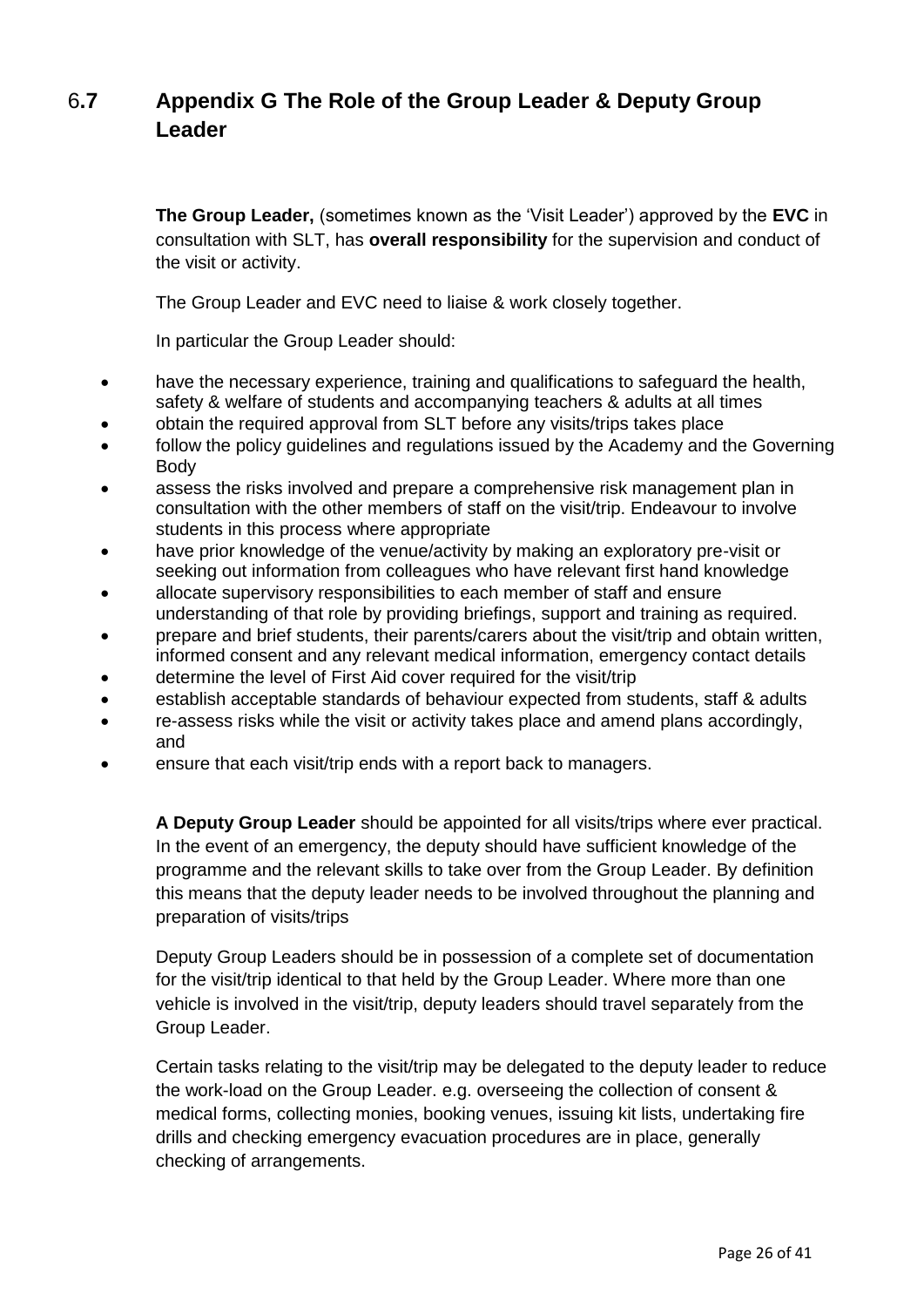## 6.7 Appendix G The Role of the Group Leader & Deputy Group Leader

**The Group Leader,** (sometimes known as the 'Visit Leader') approved by the **EVC** in consultation with SLT, has **overall responsibility** for the supervision and conduct of the visit or activity.

The Group Leader and EVC need to liaise & work closely together.

In particular the Group Leader should:

- have the necessary experience, training and qualifications to safeguard the health, safety & welfare of students and accompanying teachers & adults at all times
- obtain the required approval from SLT before any visits/trips takes place
- follow the policy guidelines and regulations issued by the Academy and the Governing Body
- assess the risks involved and prepare a comprehensive risk management plan in consultation with the other members of staff on the visit/trip. Endeavour to involve students in this process where appropriate
- have prior knowledge of the venue/activity by making an exploratory pre-visit or seeking out information from colleagues who have relevant first hand knowledge
- allocate supervisory responsibilities to each member of staff and ensure understanding of that role by providing briefings, support and training as required.
- prepare and brief students, their parents/carers about the visit/trip and obtain written, informed consent and any relevant medical information, emergency contact details
- determine the level of First Aid cover required for the visit/trip
- establish acceptable standards of behaviour expected from students, staff & adults
- re-assess risks while the visit or activity takes place and amend plans accordingly, and
- ensure that each visit/trip ends with a report back to managers.

**A Deputy Group Leader** should be appointed for all visits/trips where ever practical. In the event of an emergency, the deputy should have sufficient knowledge of the programme and the relevant skills to take over from the Group Leader. By definition this means that the deputy leader needs to be involved throughout the planning and preparation of visits/trips

Deputy Group Leaders should be in possession of a complete set of documentation for the visit/trip identical to that held by the Group Leader. Where more than one vehicle is involved in the visit/trip, deputy leaders should travel separately from the Group Leader.

Certain tasks relating to the visit/trip may be delegated to the deputy leader to reduce the work-load on the Group Leader. e.g. overseeing the collection of consent & medical forms, collecting monies, booking venues, issuing kit lists, undertaking fire drills and checking emergency evacuation procedures are in place, generally checking of arrangements.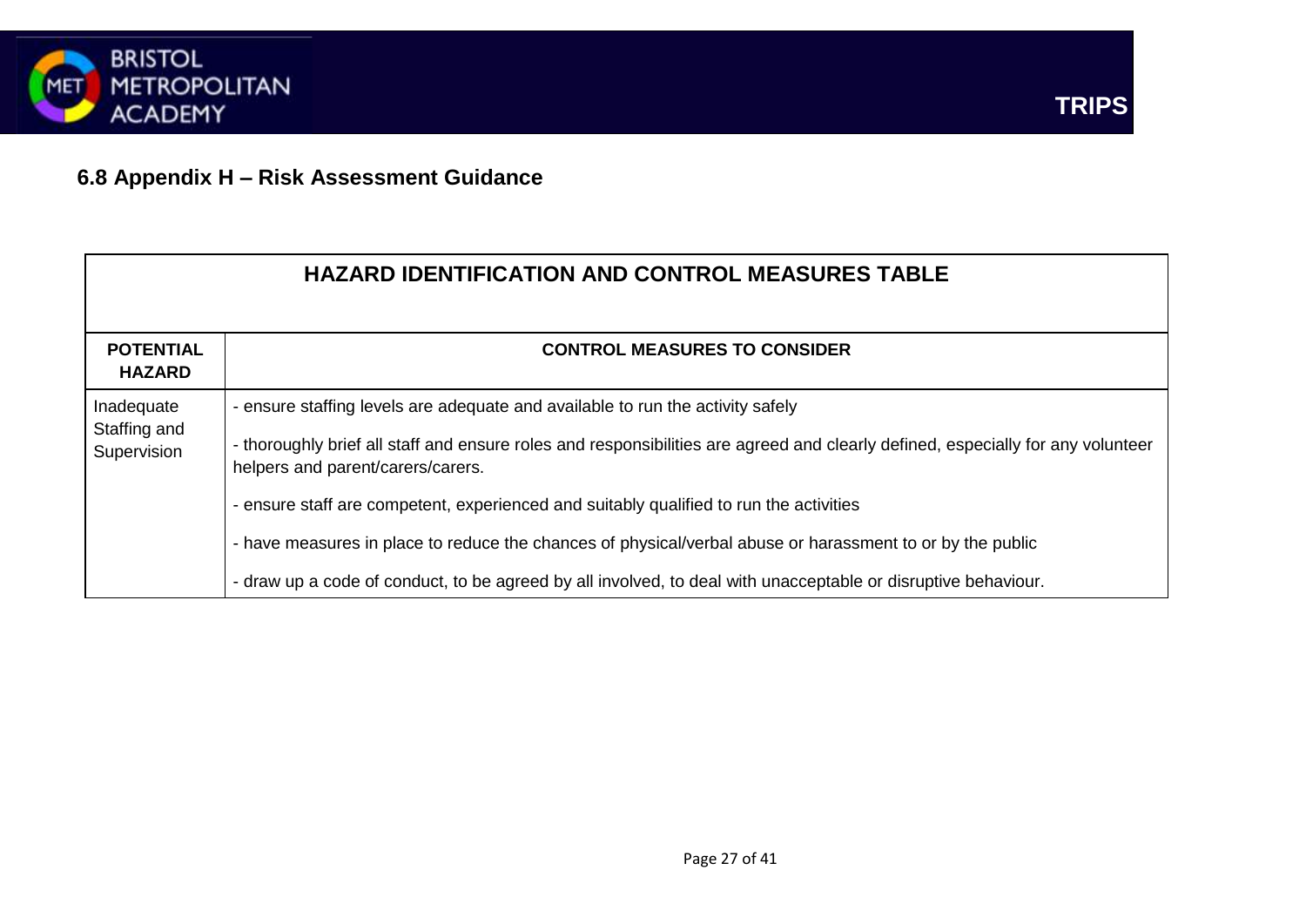### 6.8 Appendix H – Risk Assessment Guidance

| HAZARD IDENTIFICATION AND CONTROL MEASURES TABLE | |
|---|---|
| **POTENTIAL HAZARD** | **CONTROL MEASURES TO CONSIDER** |
| Inadequate Staffing and Supervision | - ensure staffing levels are adequate and available to run the activity safely<br><br>- thoroughly brief all staff and ensure roles and responsibilities are agreed and clearly defined, especially for any volunteer helpers and parent/carers/carers.<br><br>- ensure staff are competent, experienced and suitably qualified to run the activities<br><br>- have measures in place to reduce the chances of physical/verbal abuse or harassment to or by the public<br><br>- draw up a code of conduct, to be agreed by all involved, to deal with unacceptable or disruptive behaviour. |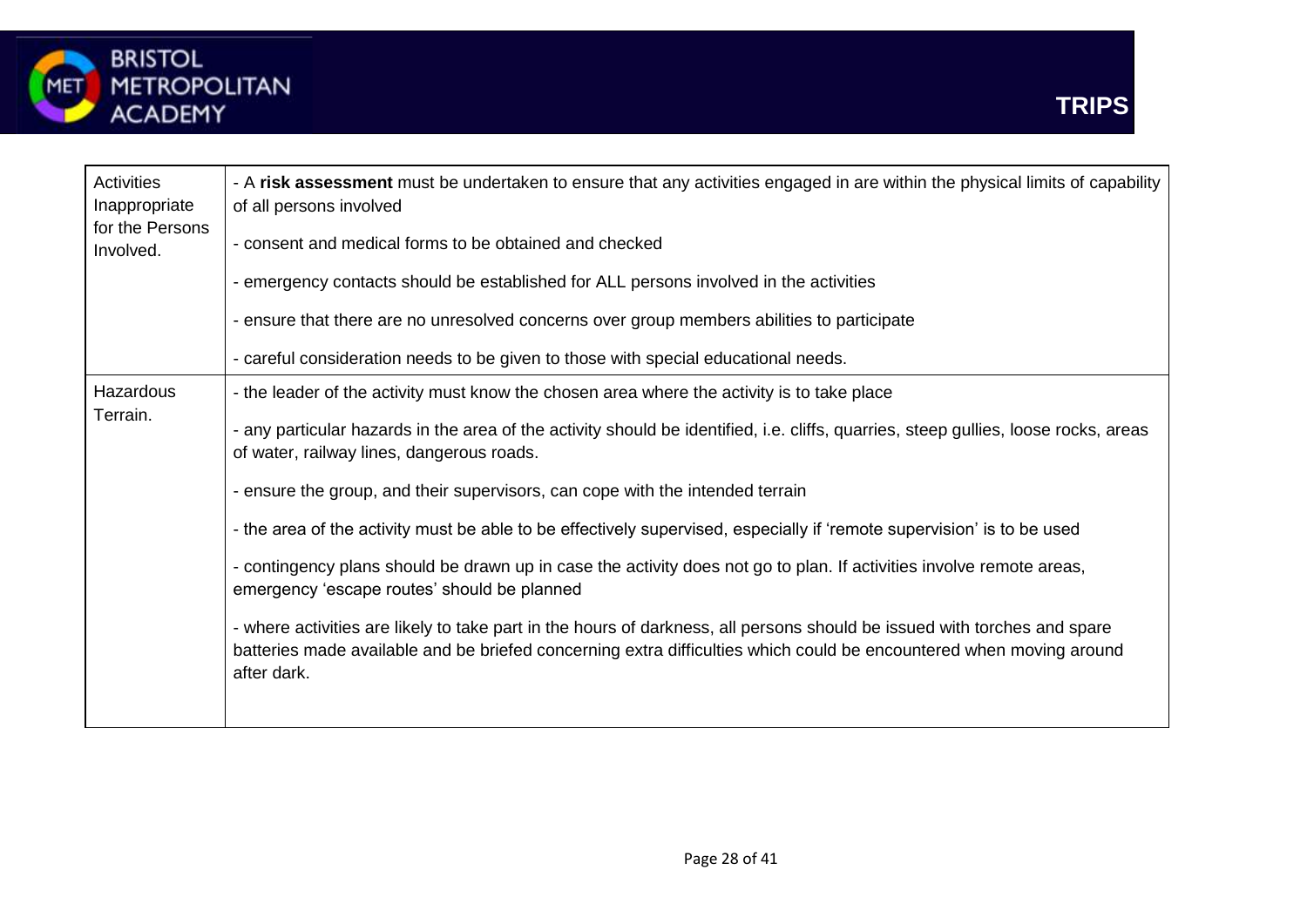| Activities Inappropriate for the Persons Involved. | - A **risk assessment** must be undertaken to ensure that any activities engaged in are within the physical limits of capability of all persons involved<br><br>- consent and medical forms to be obtained and checked<br><br>- emergency contacts should be established for ALL persons involved in the activities<br><br>- ensure that there are no unresolved concerns over group members abilities to participate<br><br>- careful consideration needs to be given to those with special educational needs. |
|---|---|
| Hazardous Terrain. | - the leader of the activity must know the chosen area where the activity is to take place<br><br>- any particular hazards in the area of the activity should be identified, i.e. cliffs, quarries, steep gullies, loose rocks, areas of water, railway lines, dangerous roads.<br><br>- ensure the group, and their supervisors, can cope with the intended terrain<br><br>- the area of the activity must be able to be effectively supervised, especially if 'remote supervision' is to be used<br><br>- contingency plans should be drawn up in case the activity does not go to plan. If activities involve remote areas, emergency 'escape routes' should be planned<br><br>- where activities are likely to take part in the hours of darkness, all persons should be issued with torches and spare batteries made available and be briefed concerning extra difficulties which could be encountered when moving around after dark. |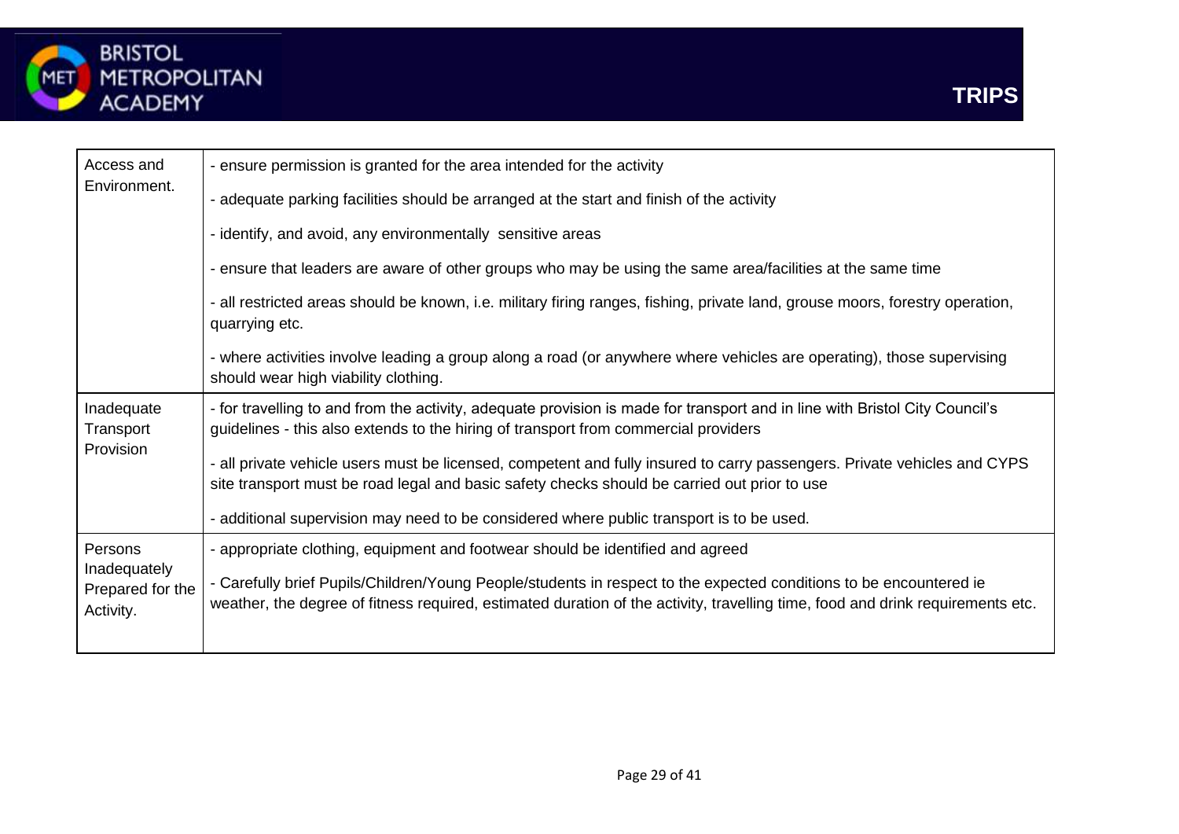| | |
|---|---|
| Access and Environment. | - ensure permission is granted for the area intended for the activity<br><br>- adequate parking facilities should be arranged at the start and finish of the activity<br><br>- identify, and avoid, any environmentally sensitive areas<br><br>- ensure that leaders are aware of other groups who may be using the same area/facilities at the same time<br><br>- all restricted areas should be known, i.e. military firing ranges, fishing, private land, grouse moors, forestry operation, quarrying etc.<br><br>- where activities involve leading a group along a road (or anywhere where vehicles are operating), those supervising should wear high viability clothing. |
| Inadequate Transport Provision | - for travelling to and from the activity, adequate provision is made for transport and in line with Bristol City Council's guidelines - this also extends to the hiring of transport from commercial providers<br><br>- all private vehicle users must be licensed, competent and fully insured to carry passengers. Private vehicles and CYPS site transport must be road legal and basic safety checks should be carried out prior to use<br><br>- additional supervision may need to be considered where public transport is to be used. |
| Persons Inadequately Prepared for the Activity. | - appropriate clothing, equipment and footwear should be identified and agreed<br><br>- Carefully brief Pupils/Children/Young People/students in respect to the expected conditions to be encountered ie weather, the degree of fitness required, estimated duration of the activity, travelling time, food and drink requirements etc. |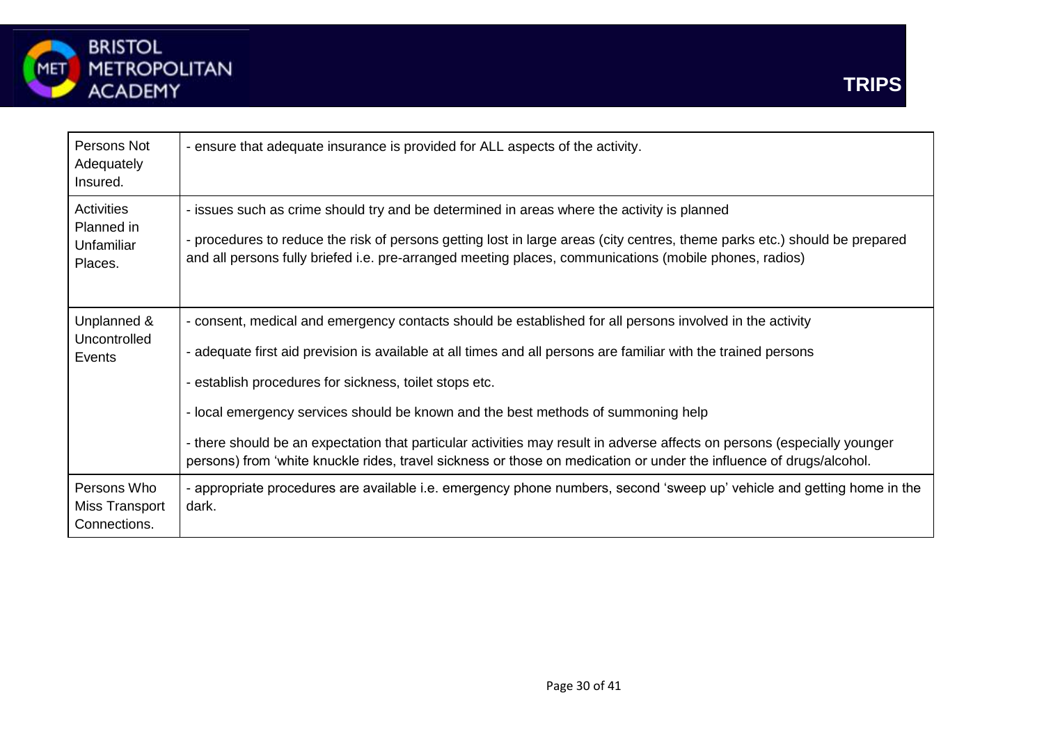| | |
|---|---|
| Persons Not Adequately Insured. | - ensure that adequate insurance is provided for ALL aspects of the activity. |
| Activities Planned in Unfamiliar Places. | - issues such as crime should try and be determined in areas where the activity is planned<br><br>- procedures to reduce the risk of persons getting lost in large areas (city centres, theme parks etc.) should be prepared and all persons fully briefed i.e. pre-arranged meeting places, communications (mobile phones, radios) |
| Unplanned & Uncontrolled Events | - consent, medical and emergency contacts should be established for all persons involved in the activity<br><br>- adequate first aid prevision is available at all times and all persons are familiar with the trained persons<br><br>- establish procedures for sickness, toilet stops etc.<br><br>- local emergency services should be known and the best methods of summoning help<br><br>- there should be an expectation that particular activities may result in adverse affects on persons (especially younger persons) from 'white knuckle rides, travel sickness or those on medication or under the influence of drugs/alcohol. |
| Persons Who Miss Transport Connections. | - appropriate procedures are available i.e. emergency phone numbers, second 'sweep up' vehicle and getting home in the dark. |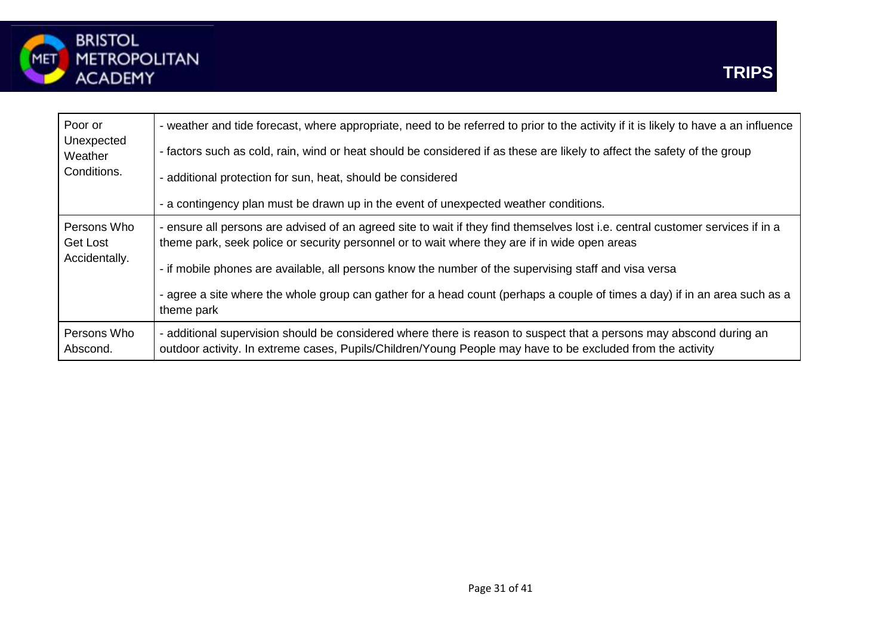| Poor or Unexpected Weather Conditions. | - weather and tide forecast, where appropriate, need to be referred to prior to the activity if it is likely to have a an influence<br><br>- factors such as cold, rain, wind or heat should be considered if as these are likely to affect the safety of the group<br><br>- additional protection for sun, heat, should be considered<br><br>- a contingency plan must be drawn up in the event of unexpected weather conditions. |
|---|---|
| Persons Who Get Lost Accidentally. | - ensure all persons are advised of an agreed site to wait if they find themselves lost i.e. central customer services if in a theme park, seek police or security personnel or to wait where they are if in wide open areas<br><br>- if mobile phones are available, all persons know the number of the supervising staff and visa versa<br><br>- agree a site where the whole group can gather for a head count (perhaps a couple of times a day) if in an area such as a theme park |
| Persons Who Abscond. | - additional supervision should be considered where there is reason to suspect that a persons may abscond during an outdoor activity. In extreme cases, Pupils/Children/Young People may have to be excluded from the activity |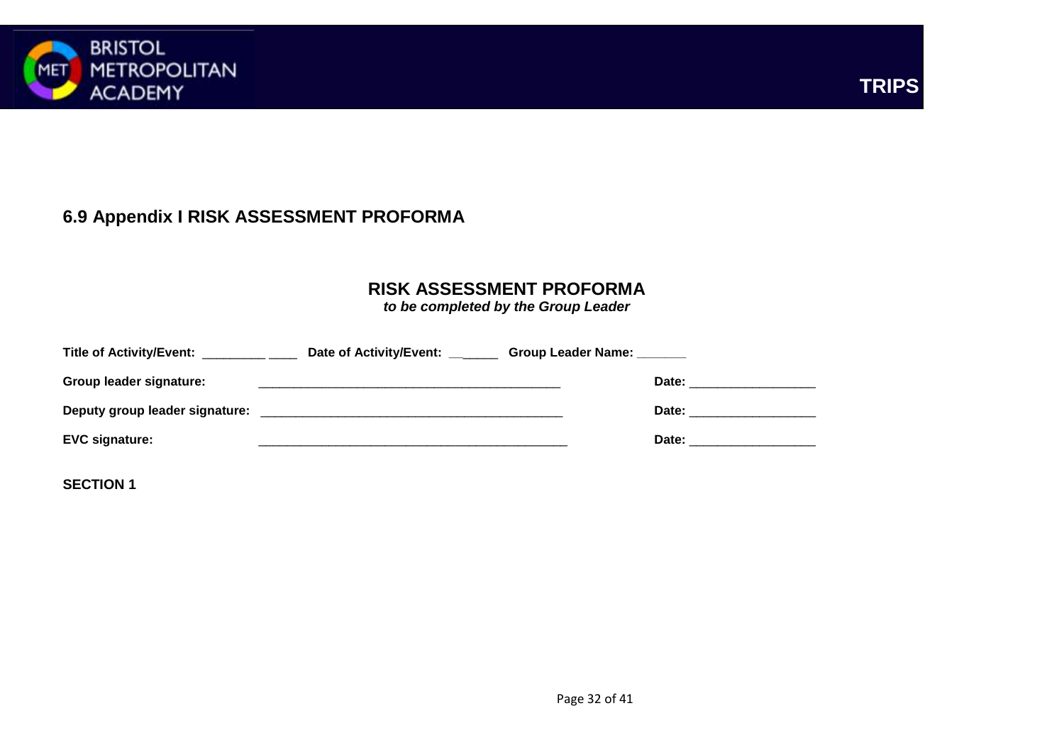## 6.9 Appendix I RISK ASSESSMENT PROFORMA

### RISK ASSESSMENT PROFORMA

***to be completed by the Group Leader***

**Title of Activity/Event:** _________ ____ **Date of Activity/Event:** ___ ____ **Group Leader Name:** _______

**Group leader signature:** ____________________________________________ **Date:** __________________

**Deputy group leader signature:** ____________________________________________ **Date:** __________________

**EVC signature:** ____________________________________________ **Date:** __________________

**SECTION 1**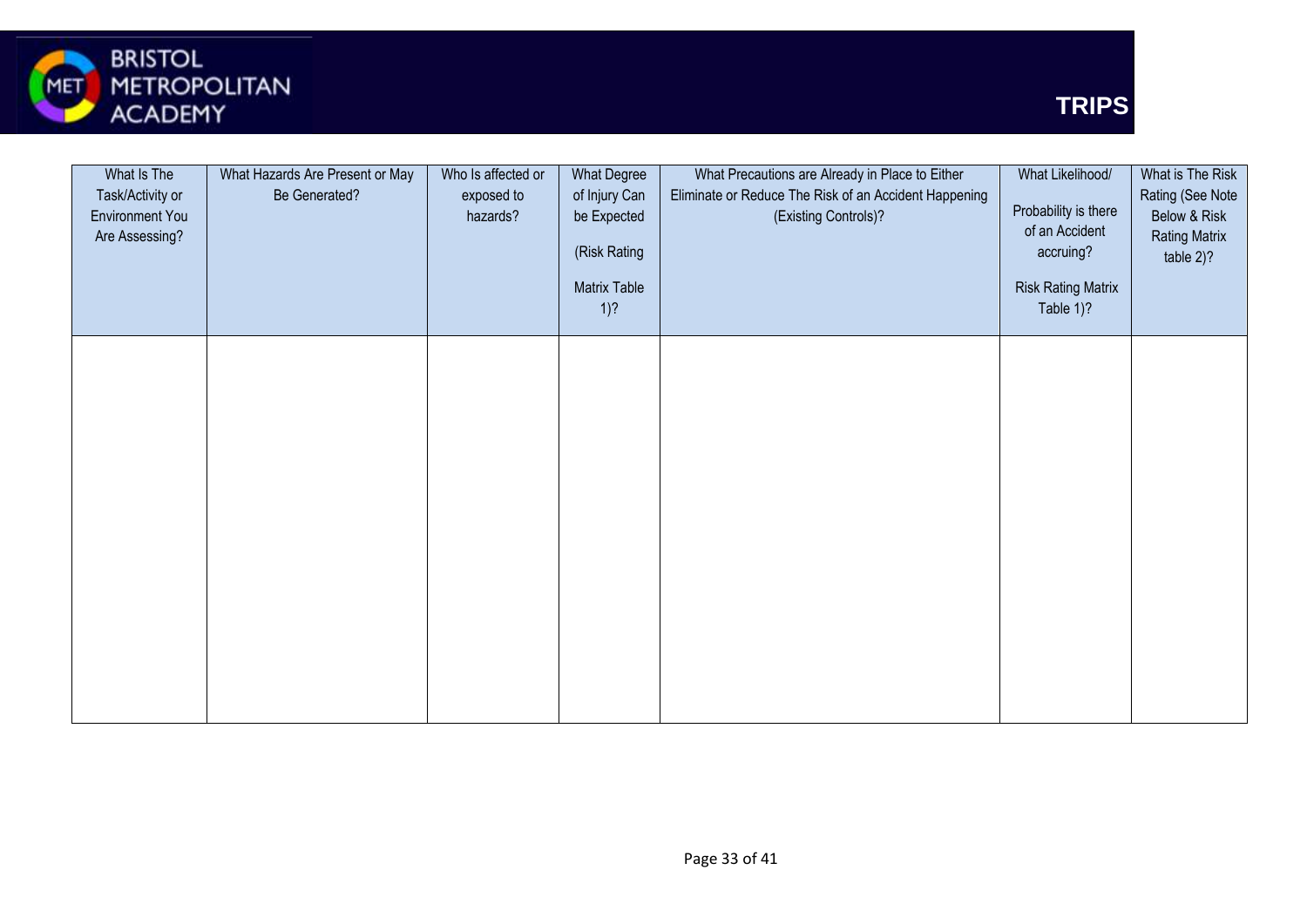| What Is The Task/Activity or Environment You Are Assessing? | What Hazards Are Present or May Be Generated? | Who Is affected or exposed to hazards? | What Degree of Injury Can be Expected (Risk Rating Matrix Table 1)? | What Precautions are Already in Place to Either Eliminate or Reduce The Risk of an Accident Happening (Existing Controls)? | What Likelihood/ Probability is there of an Accident accruing? Risk Rating Matrix Table 1)? | What is The Risk Rating (See Note Below & Risk Rating Matrix table 2)? |
|---|---|---|---|---|---|---|
| | | | | | | |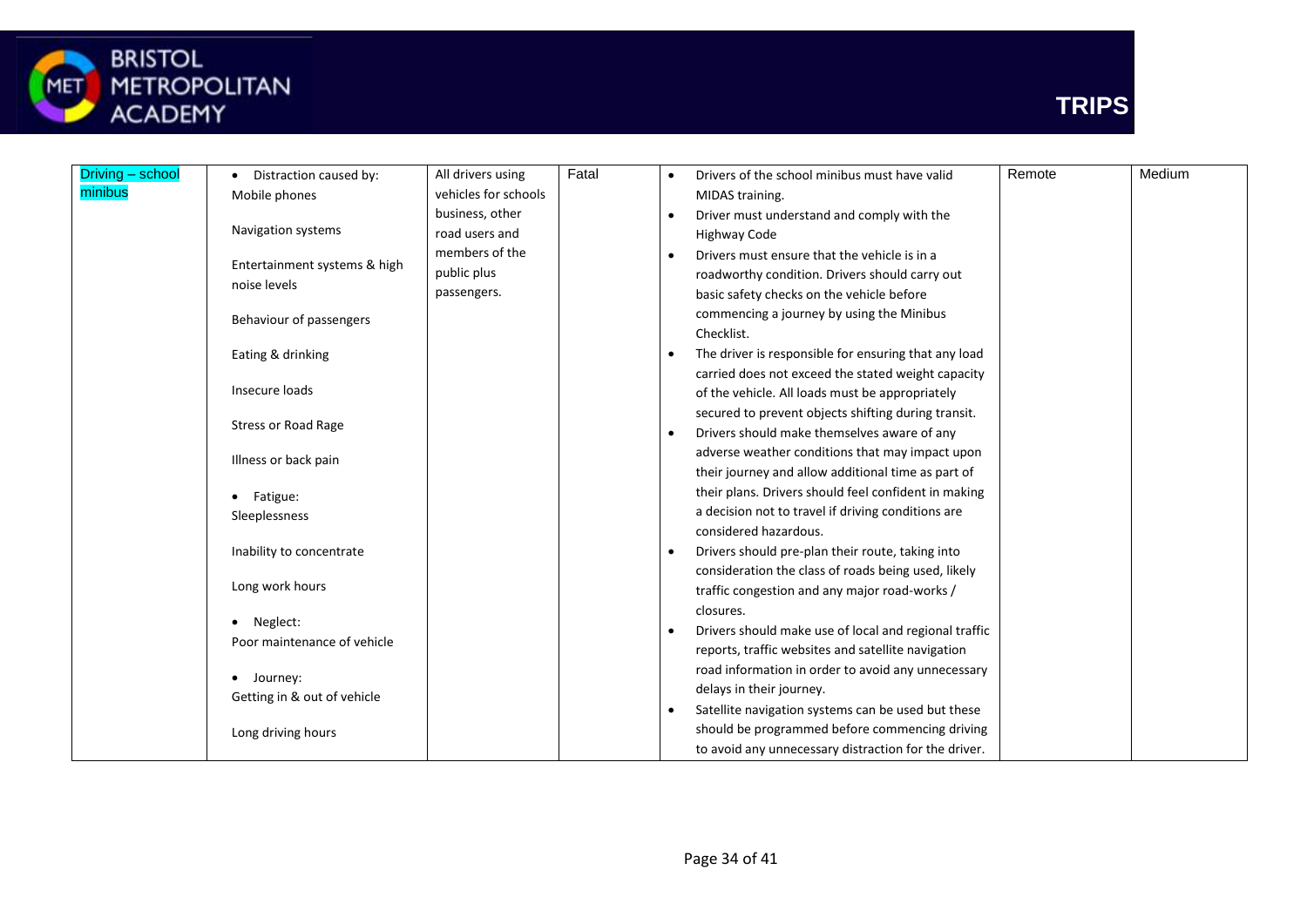| Driving – school minibus | • Distraction caused by:<br>Mobile phones<br><br>Navigation systems<br><br>Entertainment systems & high noise levels<br><br>Behaviour of passengers<br><br>Eating & drinking<br><br>Insecure loads<br><br>Stress or Road Rage<br><br>Illness or back pain<br><br>• Fatigue:<br>Sleeplessness<br><br>Inability to concentrate<br><br>Long work hours<br><br>• Neglect:<br>Poor maintenance of vehicle<br><br>• Journey:<br>Getting in & out of vehicle<br><br>Long driving hours | All drivers using vehicles for schools business, other road users and members of the public plus passengers. | Fatal | • Drivers of the school minibus must have valid MIDAS training.<br>• Driver must understand and comply with the Highway Code<br>• Drivers must ensure that the vehicle is in a roadworthy condition. Drivers should carry out basic safety checks on the vehicle before commencing a journey by using the Minibus Checklist.<br>• The driver is responsible for ensuring that any load carried does not exceed the stated weight capacity of the vehicle. All loads must be appropriately secured to prevent objects shifting during transit.<br>• Drivers should make themselves aware of any adverse weather conditions that may impact upon their journey and allow additional time as part of their plans. Drivers should feel confident in making a decision not to travel if driving conditions are considered hazardous.<br>• Drivers should pre-plan their route, taking into consideration the class of roads being used, likely traffic congestion and any major road-works / closures.<br>• Drivers should make use of local and regional traffic reports, traffic websites and satellite navigation road information in order to avoid any unnecessary delays in their journey.<br>• Satellite navigation systems can be used but these should be programmed before commencing driving to avoid any unnecessary distraction for the driver. | Remote | Medium |
|---|---|---|---|---|---|---|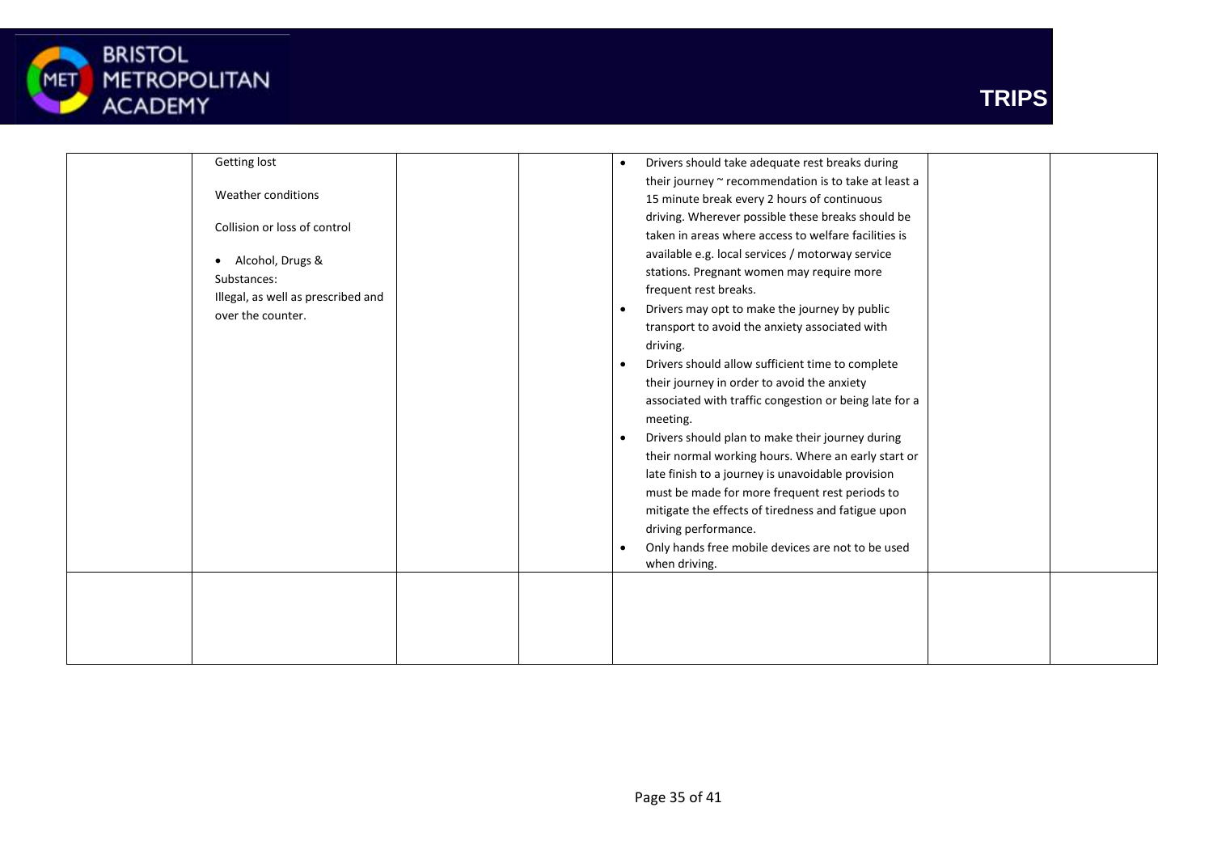| | | | | | | |
|---|---|---|---|---|---|---|
| | Getting lost<br><br>Weather conditions<br><br>Collision or loss of control<br><br>• Alcohol, Drugs & Substances:<br>Illegal, as well as prescribed and over the counter. | | | • Drivers should take adequate rest breaks during their journey ~ recommendation is to take at least a 15 minute break every 2 hours of continuous driving. Wherever possible these breaks should be taken in areas where access to welfare facilities is available e.g. local services / motorway service stations. Pregnant women may require more frequent rest breaks.<br>• Drivers may opt to make the journey by public transport to avoid the anxiety associated with driving.<br>• Drivers should allow sufficient time to complete their journey in order to avoid the anxiety associated with traffic congestion or being late for a meeting.<br>• Drivers should plan to make their journey during their normal working hours. Where an early start or late finish to a journey is unavoidable provision must be made for more frequent rest periods to mitigate the effects of tiredness and fatigue upon driving performance.<br>• Only hands free mobile devices are not to be used when driving. | | |
| | | | | | | |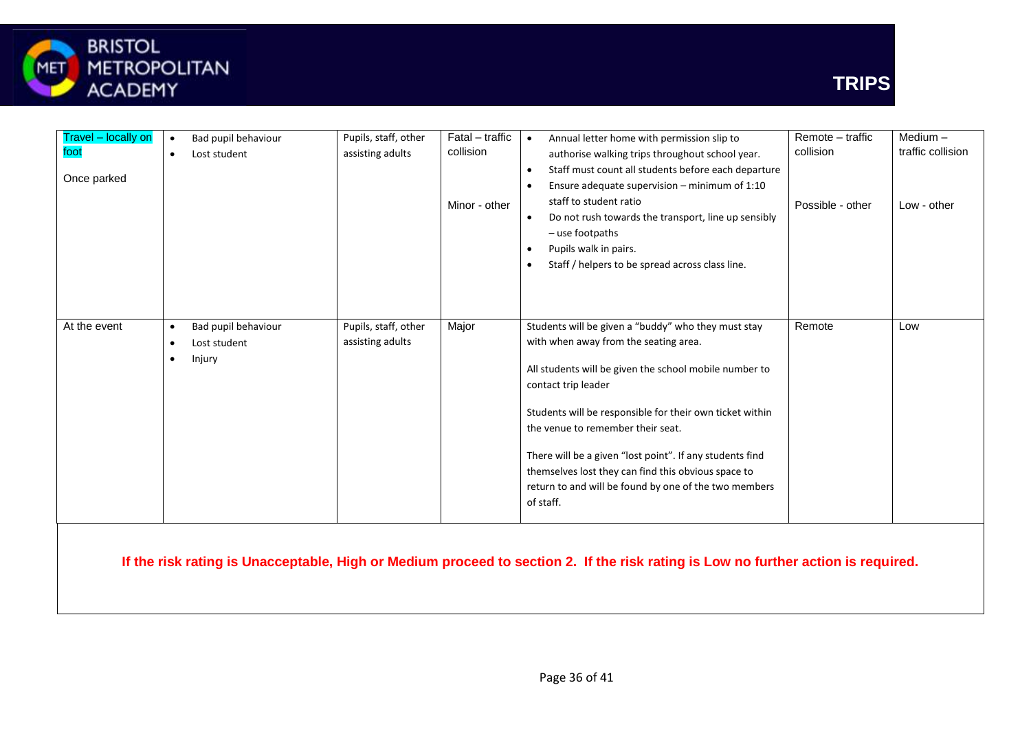| Travel – locally on foot<br><br>Once parked | • Bad pupil behaviour<br>• Lost student | Pupils, staff, other assisting adults | Fatal – traffic collision<br><br>Minor - other | • Annual letter home with permission slip to authorise walking trips throughout school year.<br>• Staff must count all students before each departure<br>• Ensure adequate supervision – minimum of 1:10 staff to student ratio<br>• Do not rush towards the transport, line up sensibly – use footpaths<br>• Pupils walk in pairs.<br>• Staff / helpers to be spread across class line. | Remote – traffic collision<br><br>Possible - other | Medium – traffic collision<br><br>Low - other |
|---|---|---|---|---|---|---|
| At the event | • Bad pupil behaviour<br>• Lost student<br>• Injury | Pupils, staff, other assisting adults | Major | Students will be given a "buddy" who they must stay with when away from the seating area.<br><br>All students will be given the school mobile number to contact trip leader<br><br>Students will be responsible for their own ticket within the venue to remember their seat.<br><br>There will be a given "lost point". If any students find themselves lost they can find this obvious space to return to and will be found by one of the two members of staff. | Remote | Low |

**If the risk rating is Unacceptable, High or Medium proceed to section 2. If the risk rating is Low no further action is required.**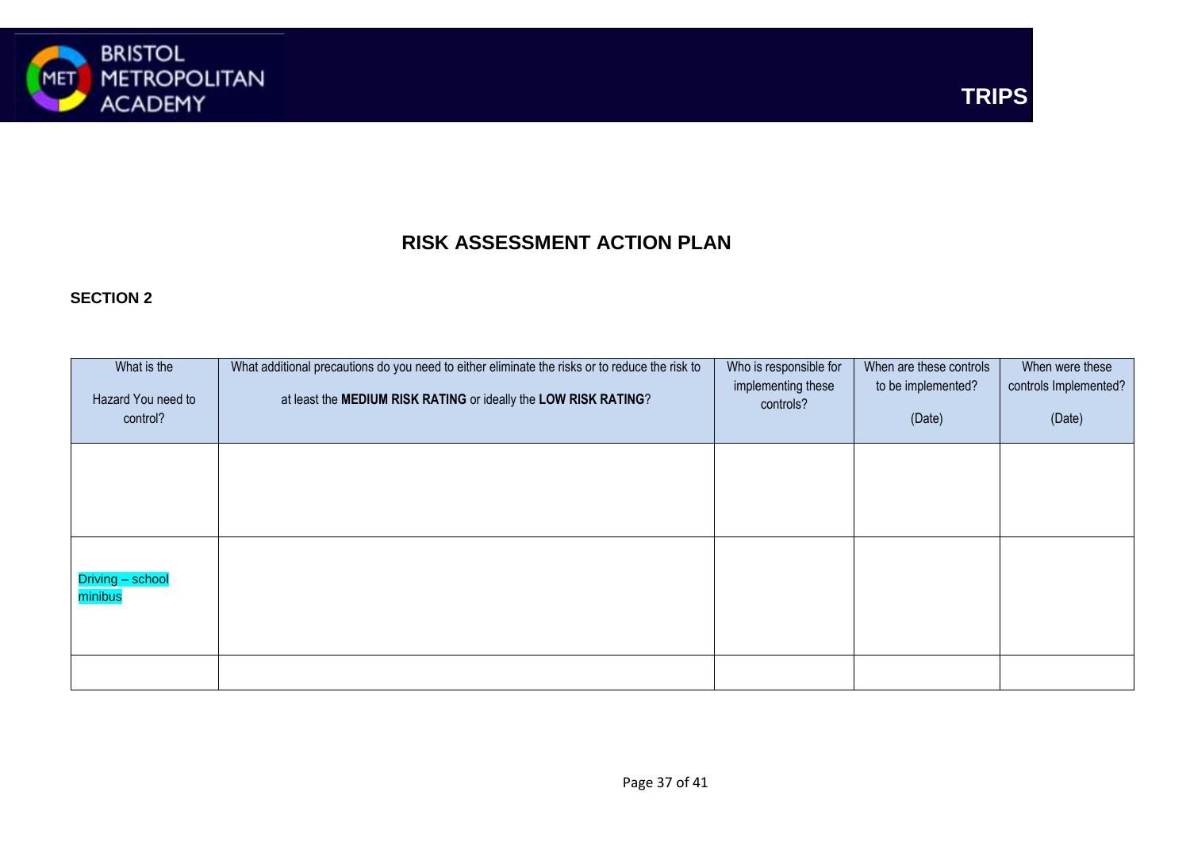BRISTOL METROPOLITAN ACADEMY

**TRIPS**

# RISK ASSESSMENT ACTION PLAN

**SECTION 2**

| What is the Hazard You need to control? | What additional precautions do you need to either eliminate the risks or to reduce the risk to at least the **MEDIUM RISK RATING** or ideally the **LOW RISK RATING**? | Who is responsible for implementing these controls? | When are these controls to be implemented? (Date) | When were these controls Implemented? (Date) |
|---|---|---|---|---|
| | | | | |
| Driving – school minibus | | | | |
| | | | | |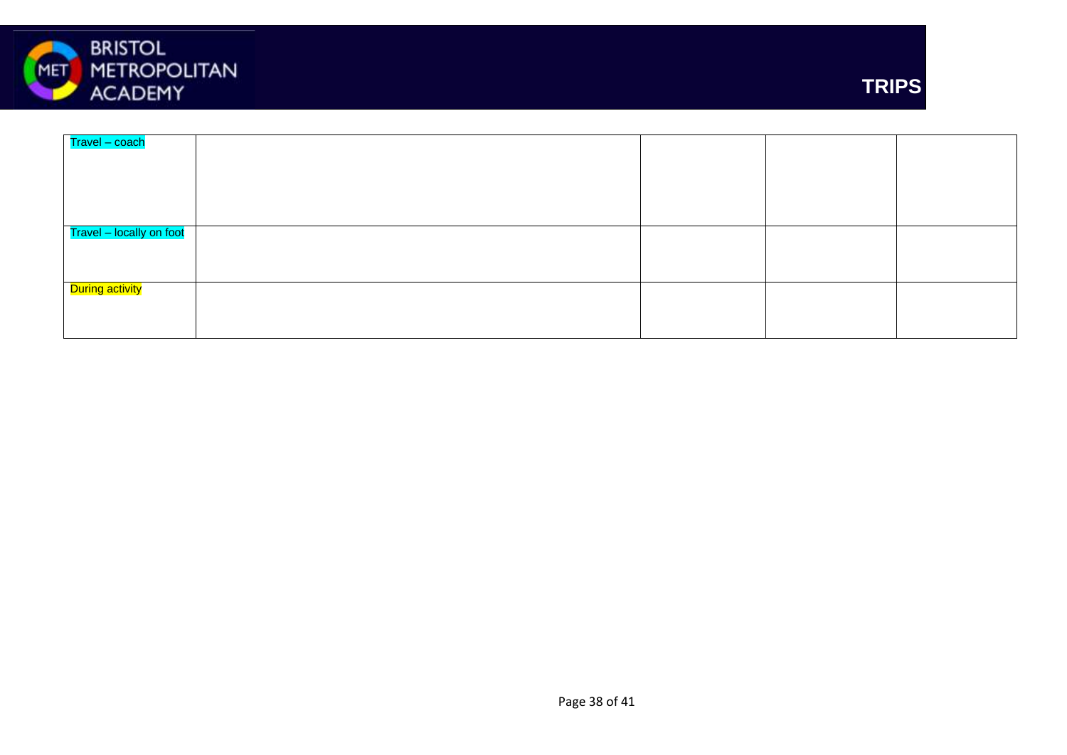| | | | | |
|---|---|---|---|---|
| Travel – coach | | | | |
| Travel – locally on foot | | | | |
| During activity | | | | |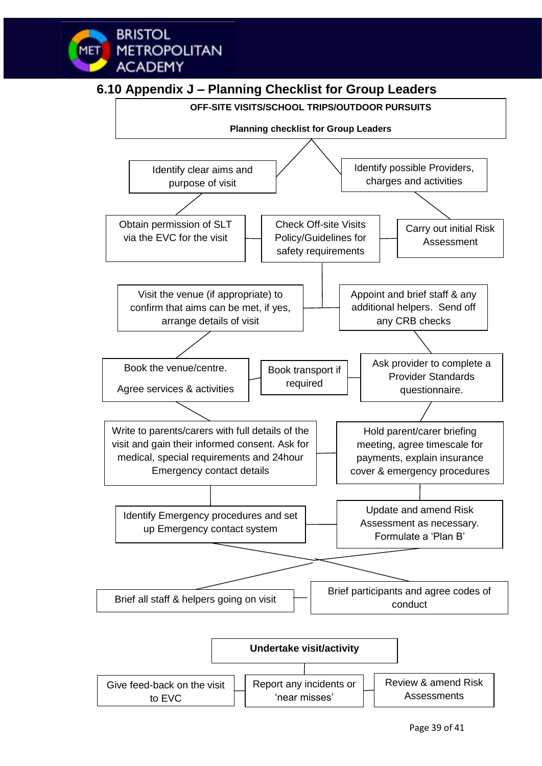## 6.10 Appendix J – Planning Checklist for Group Leaders

**OFF-SITE VISITS/SCHOOL TRIPS/OUTDOOR PURSUITS**

**Planning checklist for Group Leaders**

- Identify clear aims and purpose of visit
- Identify possible Providers, charges and activities
- Obtain permission of SLT via the EVC for the visit
- Check Off-site Visits Policy/Guidelines for safety requirements
- Carry out initial Risk Assessment
- Visit the venue (if appropriate) to confirm that aims can be met, if yes, arrange details of visit
- Appoint and brief staff & any additional helpers. Send off any CRB checks
- Book the venue/centre.

  Agree services & activities
- Book transport if required
- Ask provider to complete a Provider Standards questionnaire.
- Write to parents/carers with full details of the visit and gain their informed consent. Ask for medical, special requirements and 24hour Emergency contact details
- Hold parent/carer briefing meeting, agree timescale for payments, explain insurance cover & emergency procedures
- Identify Emergency procedures and set up Emergency contact system
- Update and amend Risk Assessment as necessary. Formulate a 'Plan B'
- Brief all staff & helpers going on visit
- Brief participants and agree codes of conduct

**Undertake visit/activity**

- Give feed-back on the visit to EVC
- Report any incidents or 'near misses'
- Review & amend Risk Assessments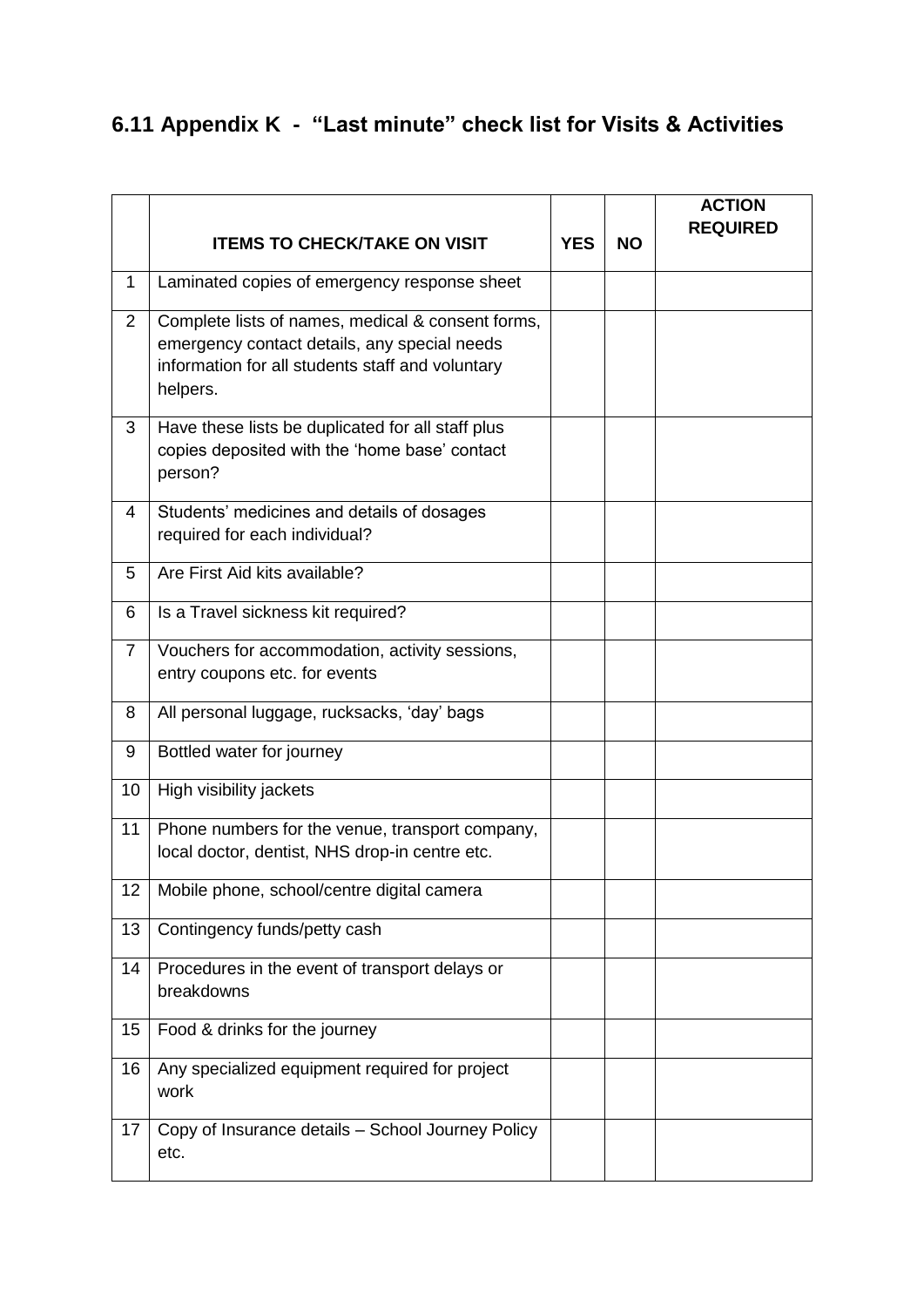## 6.11 Appendix K - "Last minute" check list for Visits & Activities

| | ITEMS TO CHECK/TAKE ON VISIT | YES | NO | ACTION REQUIRED |
|---|---|---|---|---|
| 1 | Laminated copies of emergency response sheet | | | |
| 2 | Complete lists of names, medical & consent forms, emergency contact details, any special needs information for all students staff and voluntary helpers. | | | |
| 3 | Have these lists be duplicated for all staff plus copies deposited with the 'home base' contact person? | | | |
| 4 | Students' medicines and details of dosages required for each individual? | | | |
| 5 | Are First Aid kits available? | | | |
| 6 | Is a Travel sickness kit required? | | | |
| 7 | Vouchers for accommodation, activity sessions, entry coupons etc. for events | | | |
| 8 | All personal luggage, rucksacks, 'day' bags | | | |
| 9 | Bottled water for journey | | | |
| 10 | High visibility jackets | | | |
| 11 | Phone numbers for the venue, transport company, local doctor, dentist, NHS drop-in centre etc. | | | |
| 12 | Mobile phone, school/centre digital camera | | | |
| 13 | Contingency funds/petty cash | | | |
| 14 | Procedures in the event of transport delays or breakdowns | | | |
| 15 | Food & drinks for the journey | | | |
| 16 | Any specialized equipment required for project work | | | |
| 17 | Copy of Insurance details – School Journey Policy etc. | | | |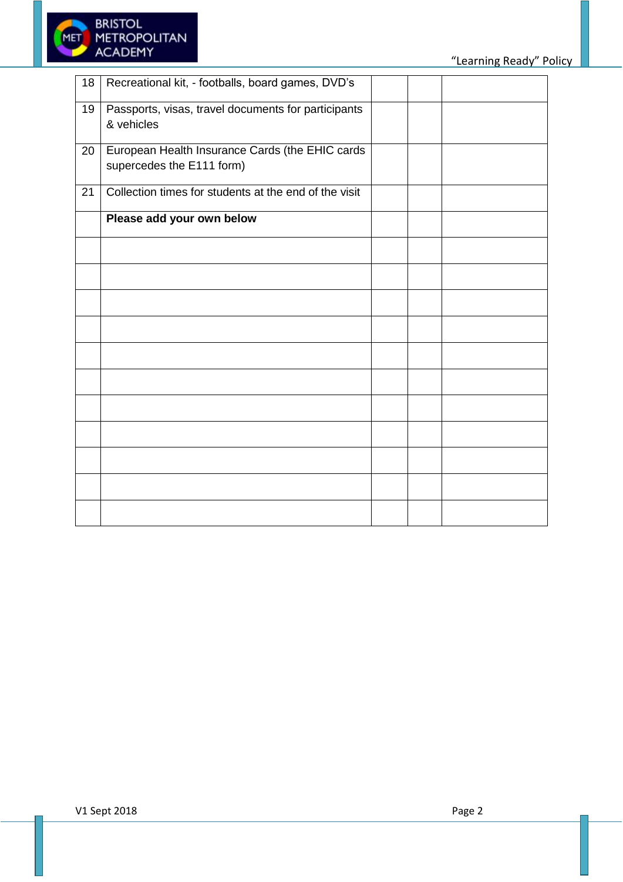| | | | | |
|---|---|---|---|---|
| 18 | Recreational kit, - footballs, board games, DVD's | | | |
| 19 | Passports, visas, travel documents for participants & vehicles | | | |
| 20 | European Health Insurance Cards (the EHIC cards supercedes the E111 form) | | | |
| 21 | Collection times for students at the end of the visit | | | |
| | **Please add your own below** | | | |
| | | | | |
| | | | | |
| | | | | |
| | | | | |
| | | | | |
| | | | | |
| | | | | |
| | | | | |
| | | | | |
| | | | | |
| | | | | |